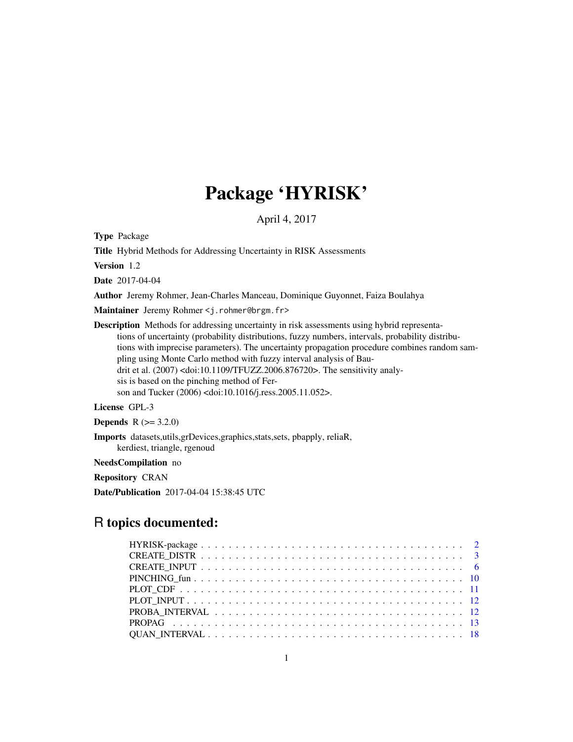# Package 'HYRISK'

April 4, 2017

**Type** Package

**Title** Hybrid Methods for Addressing Uncertainty in RISK Assessments

**Version** 1.2

**Date** 2017-04-04

**Author** Jeremy Rohmer, Jean-Charles Manceau, Dominique Guyonnet, Faiza Boulahya

**Maintainer** Jeremy Rohmer <j.rohmer@brgm.fr>

**Description** Methods for addressing uncertainty in risk assessments using hybrid representations of uncertainty (probability distributions, fuzzy numbers, intervals, probability distributions with imprecise parameters). The uncertainty propagation procedure combines random sampling using Monte Carlo method with fuzzy interval analysis of Baudrit et al. (2007) <doi:10.1109/TFUZZ.2006.876720>. The sensitivity analysis is based on the pinching method of Ferson and Tucker (2006) <doi:10.1016/j.ress.2005.11.052>.

**License** GPL-3

**Depends** R (>= 3.2.0)

**Imports** datasets,utils,grDevices,graphics,stats,sets, pbapply, reliaR, kerdiest, triangle, rgenoud

**NeedsCompilation** no

**Repository** CRAN

**Date/Publication** 2017-04-04 15:38:45 UTC

## R topics documented:

| | |
|---|---|
| HYRISK-package | 2 |
| CREATE_DISTR | 3 |
| CREATE_INPUT | 6 |
| PINCHING_fun | 10 |
| PLOT_CDF | 11 |
| PLOT_INPUT | 12 |
| PROBA_INTERVAL | 12 |
| PROPAG | 13 |
| QUAN_INTERVAL | 18 |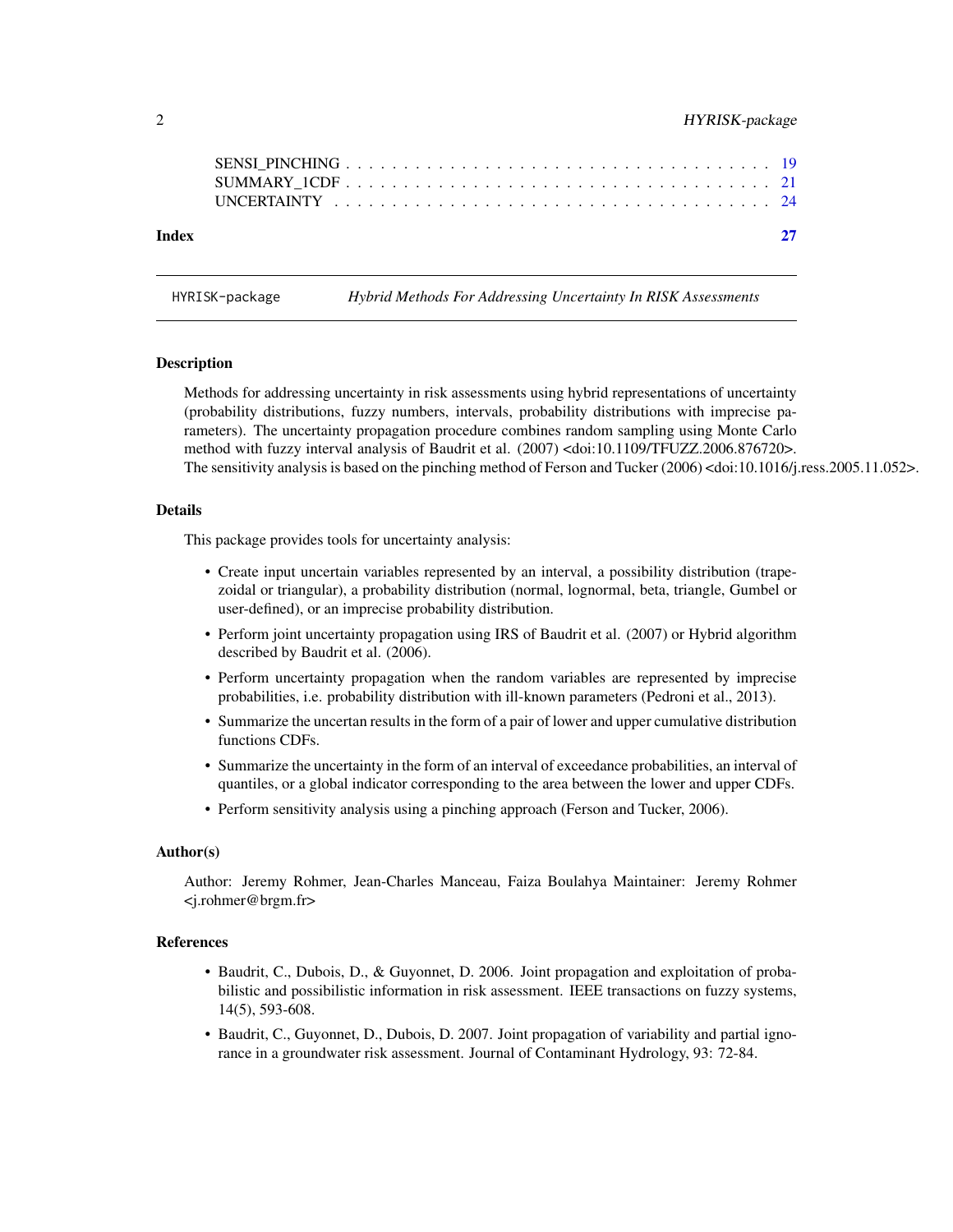SENSI_PINCHING . . . . . . . . . . . . . . . . . . . . . . . . . . . . . . . . . . 19
SUMMARY_1CDF . . . . . . . . . . . . . . . . . . . . . . . . . . . . . . . . . . 21
UNCERTAINTY . . . . . . . . . . . . . . . . . . . . . . . . . . . . . . . . . . 24

**Index** **27**

---

HYRISK-package *Hybrid Methods For Addressing Uncertainty In RISK Assessments*

---

### Description

Methods for addressing uncertainty in risk assessments using hybrid representations of uncertainty (probability distributions, fuzzy numbers, intervals, probability distributions with imprecise parameters). The uncertainty propagation procedure combines random sampling using Monte Carlo method with fuzzy interval analysis of Baudrit et al. (2007) <doi:10.1109/TFUZZ.2006.876720>. The sensitivity analysis is based on the pinching method of Ferson and Tucker (2006) <doi:10.1016/j.ress.2005.11.052>.

### Details

This package provides tools for uncertainty analysis:

- Create input uncertain variables represented by an interval, a possibility distribution (trapezoidal or triangular), a probability distribution (normal, lognormal, beta, triangle, Gumbel or user-defined), or an imprecise probability distribution.
- Perform joint uncertainty propagation using IRS of Baudrit et al. (2007) or Hybrid algorithm described by Baudrit et al. (2006).
- Perform uncertainty propagation when the random variables are represented by imprecise probabilities, i.e. probability distribution with ill-known parameters (Pedroni et al., 2013).
- Summarize the uncertan results in the form of a pair of lower and upper cumulative distribution functions CDFs.
- Summarize the uncertainty in the form of an interval of exceedance probabilities, an interval of quantiles, or a global indicator corresponding to the area between the lower and upper CDFs.
- Perform sensitivity analysis using a pinching approach (Ferson and Tucker, 2006).

### Author(s)

Author: Jeremy Rohmer, Jean-Charles Manceau, Faiza Boulahya Maintainer: Jeremy Rohmer <j.rohmer@brgm.fr>

### References

- Baudrit, C., Dubois, D., & Guyonnet, D. 2006. Joint propagation and exploitation of probabilistic and possibilistic information in risk assessment. IEEE transactions on fuzzy systems, 14(5), 593-608.
- Baudrit, C., Guyonnet, D., Dubois, D. 2007. Joint propagation of variability and partial ignorance in a groundwater risk assessment. Journal of Contaminant Hydrology, 93: 72-84.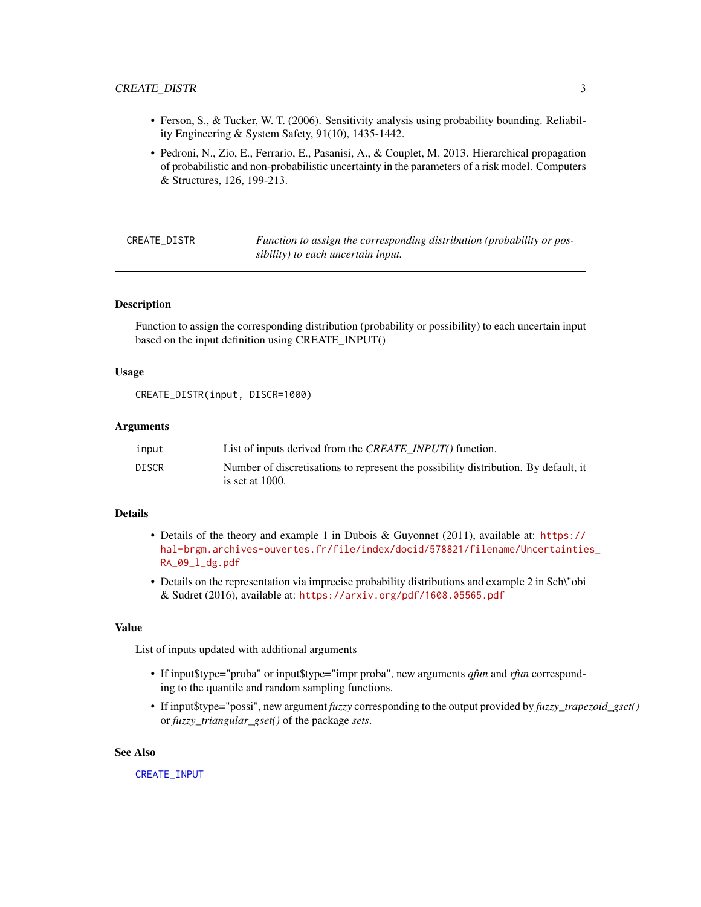- Ferson, S., & Tucker, W. T. (2006). Sensitivity analysis using probability bounding. Reliability Engineering & System Safety, 91(10), 1435-1442.
- Pedroni, N., Zio, E., Ferrario, E., Pasanisi, A., & Couplet, M. 2013. Hierarchical propagation of probabilistic and non-probabilistic uncertainty in the parameters of a risk model. Computers & Structures, 126, 199-213.

---

## CREATE_DISTR — *Function to assign the corresponding distribution (probability or possibility) to each uncertain input.*

---

### Description

Function to assign the corresponding distribution (probability or possibility) to each uncertain input based on the input definition using CREATE_INPUT()

### Usage

```
CREATE_DISTR(input, DISCR=1000)
```

### Arguments

| | |
|---|---|
| input | List of inputs derived from the *CREATE_INPUT()* function. |
| DISCR | Number of discretisations to represent the possibility distribution. By default, it is set at 1000. |

### Details

- Details of the theory and example 1 in Dubois & Guyonnet (2011), available at: https://hal-brgm.archives-ouvertes.fr/file/index/docid/578821/filename/Uncertainties_RA_09_l_dg.pdf
- Details on the representation via imprecise probability distributions and example 2 in Sch\"obi & Sudret (2016), available at: https://arxiv.org/pdf/1608.05565.pdf

### Value

List of inputs updated with additional arguments

- If input$type="proba" or input$type="impr proba", new arguments *qfun* and *rfun* corresponding to the quantile and random sampling functions.
- If input$type="possi", new argument *fuzzy* corresponding to the output provided by *fuzzy_trapezoid_gset()* or *fuzzy_triangular_gset()* of the package *sets*.

### See Also

CREATE_INPUT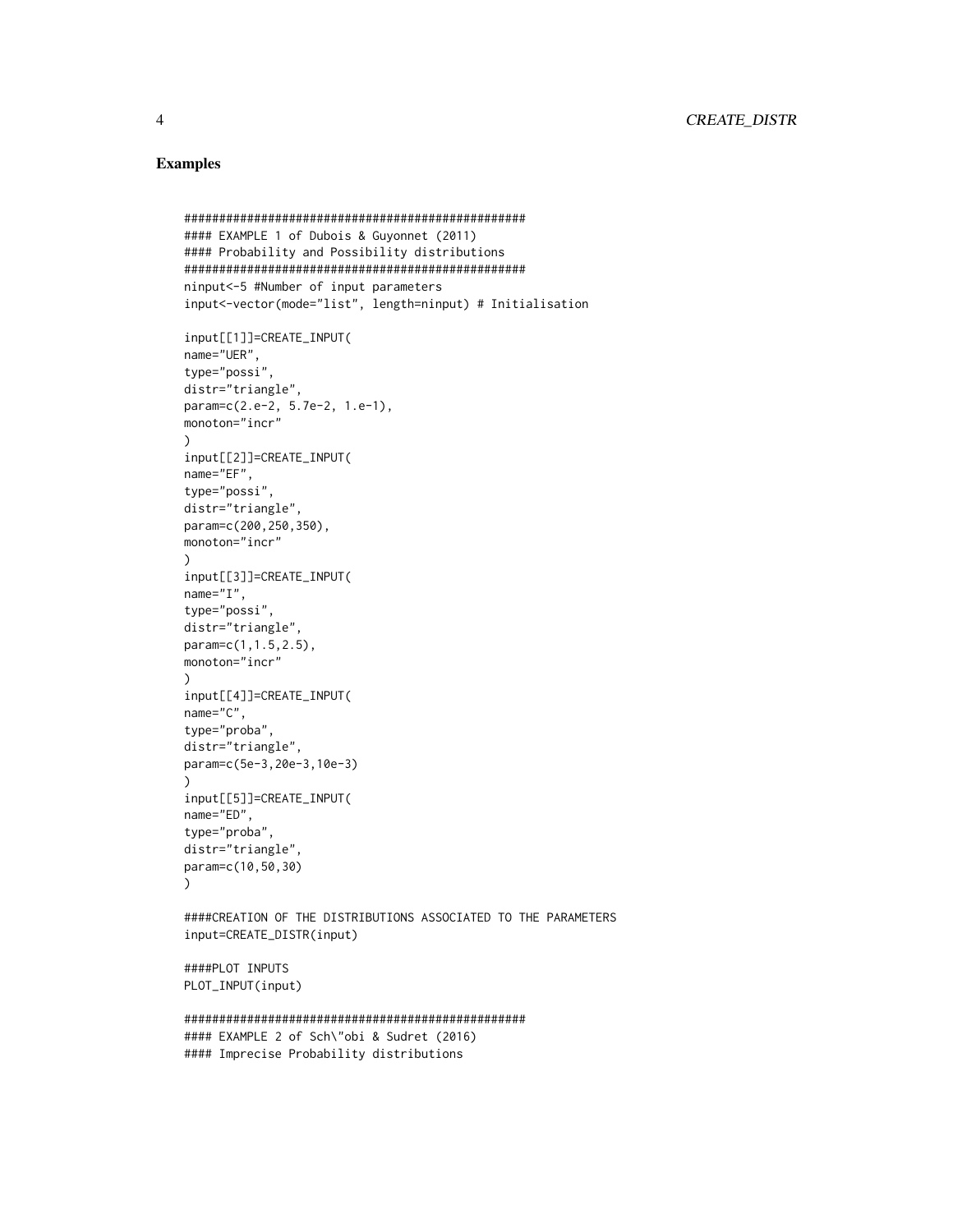## Examples

```
#################################################
#### EXAMPLE 1 of Dubois & Guyonnet (2011)
#### Probability and Possibility distributions
#################################################
ninput<-5 #Number of input parameters
input<-vector(mode="list", length=ninput) # Initialisation

input[[1]]=CREATE_INPUT(
name="UER",
type="possi",
distr="triangle",
param=c(2.e-2, 5.7e-2, 1.e-1),
monoton="incr"
)
input[[2]]=CREATE_INPUT(
name="EF",
type="possi",
distr="triangle",
param=c(200,250,350),
monoton="incr"
)
input[[3]]=CREATE_INPUT(
name="I",
type="possi",
distr="triangle",
param=c(1,1.5,2.5),
monoton="incr"
)
input[[4]]=CREATE_INPUT(
name="C",
type="proba",
distr="triangle",
param=c(5e-3,20e-3,10e-3)
)
input[[5]]=CREATE_INPUT(
name="ED",
type="proba",
distr="triangle",
param=c(10,50,30)
)

####CREATION OF THE DISTRIBUTIONS ASSOCIATED TO THE PARAMETERS
input=CREATE_DISTR(input)

####PLOT INPUTS
PLOT_INPUT(input)

##################################################
#### EXAMPLE 2 of Sch\"obi & Sudret (2016)
#### Imprecise Probability distributions
```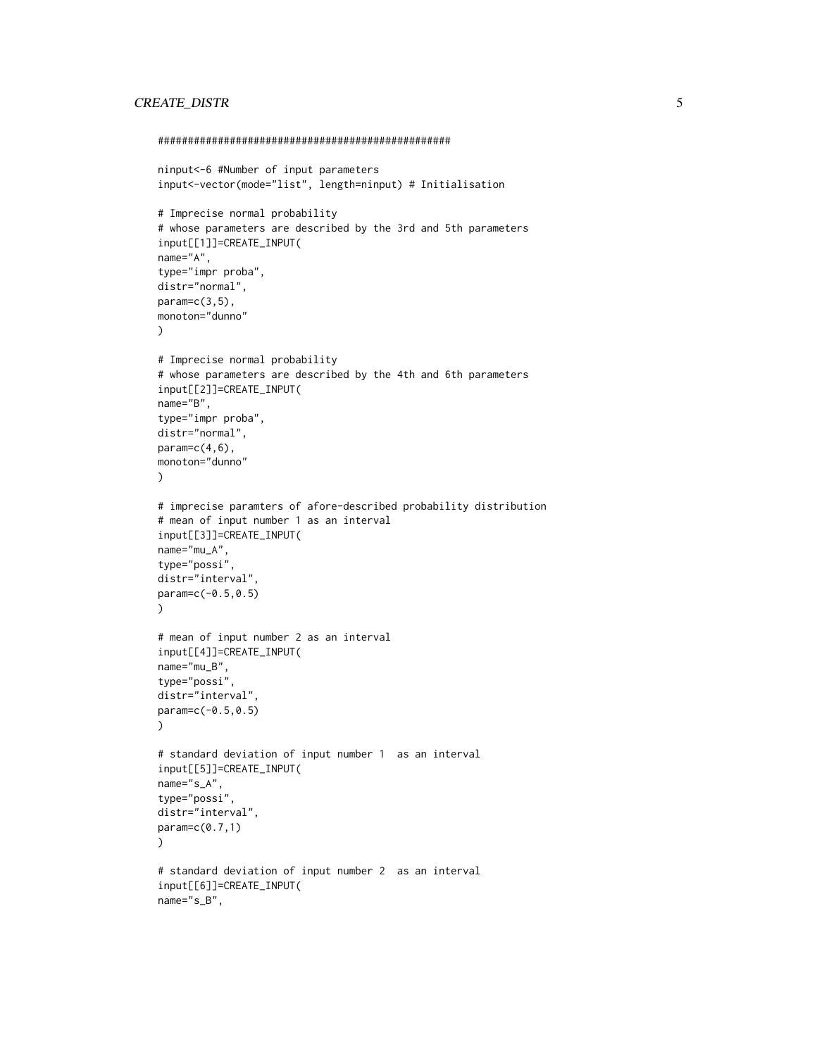```
################################################

ninput<-6 #Number of input parameters
input<-vector(mode="list", length=ninput) # Initialisation

# Imprecise normal probability
# whose parameters are described by the 3rd and 5th parameters
input[[1]]=CREATE_INPUT(
name="A",
type="impr proba",
distr="normal",
param=c(3,5),
monoton="dunno"
)

# Imprecise normal probability
# whose parameters are described by the 4th and 6th parameters
input[[2]]=CREATE_INPUT(
name="B",
type="impr proba",
distr="normal",
param=c(4,6),
monoton="dunno"
)

# imprecise paramters of afore-described probability distribution
# mean of input number 1 as an interval
input[[3]]=CREATE_INPUT(
name="mu_A",
type="possi",
distr="interval",
param=c(-0.5,0.5)
)

# mean of input number 2 as an interval
input[[4]]=CREATE_INPUT(
name="mu_B",
type="possi",
distr="interval",
param=c(-0.5,0.5)
)

# standard deviation of input number 1  as an interval
input[[5]]=CREATE_INPUT(
name="s_A",
type="possi",
distr="interval",
param=c(0.7,1)
)

# standard deviation of input number 2  as an interval
input[[6]]=CREATE_INPUT(
name="s_B",
```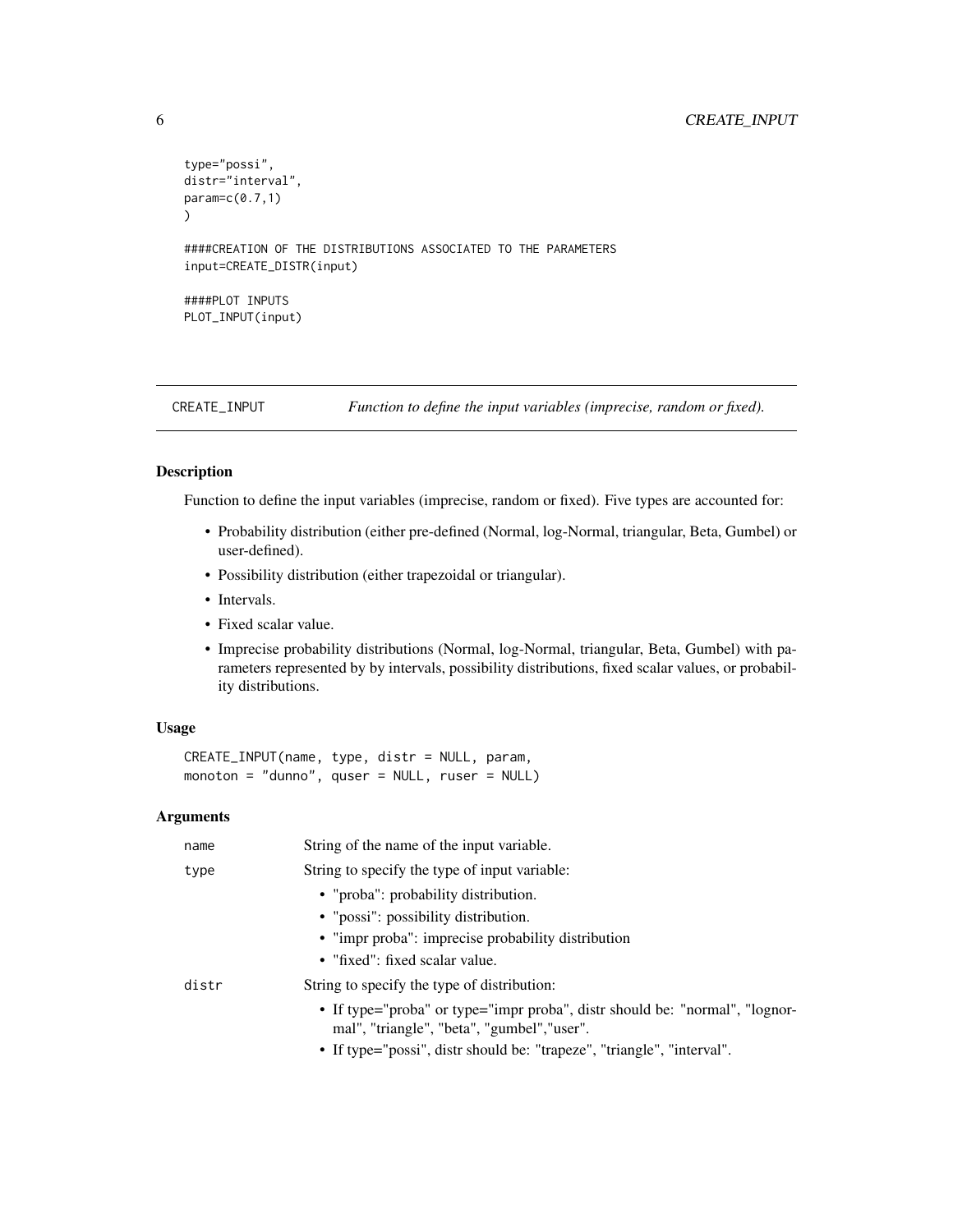```
type="possi",
distr="interval",
param=c(0.7,1)
)

####CREATION OF THE DISTRIBUTIONS ASSOCIATED TO THE PARAMETERS
input=CREATE_DISTR(input)

####PLOT INPUTS
PLOT_INPUT(input)
```

---

`CREATE_INPUT` *Function to define the input variables (imprecise, random or fixed).*

---

## Description

Function to define the input variables (imprecise, random or fixed). Five types are accounted for:

- Probability distribution (either pre-defined (Normal, log-Normal, triangular, Beta, Gumbel) or user-defined).
- Possibility distribution (either trapezoidal or triangular).
- Intervals.
- Fixed scalar value.
- Imprecise probability distributions (Normal, log-Normal, triangular, Beta, Gumbel) with parameters represented by by intervals, possibility distributions, fixed scalar values, or probability distributions.

## Usage

```
CREATE_INPUT(name, type, distr = NULL, param,
monoton = "dunno", quser = NULL, ruser = NULL)
```

## Arguments

| | |
|---|---|
| `name` | String of the name of the input variable. |
| `type` | String to specify the type of input variable:<br>• "proba": probability distribution.<br>• "possi": possibility distribution.<br>• "impr proba": imprecise probability distribution<br>• "fixed": fixed scalar value. |
| `distr` | String to specify the type of distribution:<br>• If type="proba" or type="impr proba", distr should be: "normal", "lognormal", "triangle", "beta", "gumbel","user".<br>• If type="possi", distr should be: "trapeze", "triangle", "interval". |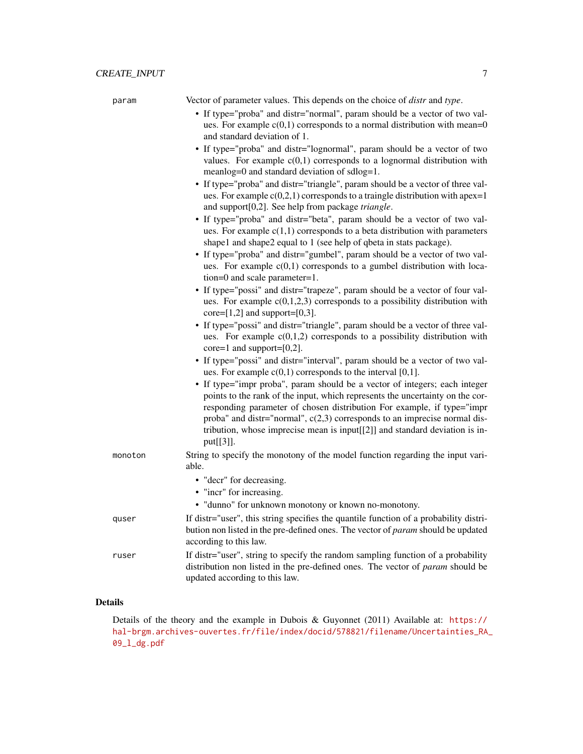`param` Vector of parameter values. This depends on the choice of *distr* and *type*.

- If type="proba" and distr="normal", param should be a vector of two values. For example c(0,1) corresponds to a normal distribution with mean=0 and standard deviation of 1.
- If type="proba" and distr="lognormal", param should be a vector of two values. For example c(0,1) corresponds to a lognormal distribution with meanlog=0 and standard deviation of sdlog=1.
- If type="proba" and distr="triangle", param should be a vector of three values. For example c(0,2,1) corresponds to a traingle distribution with apex=1 and support[0,2]. See help from package *triangle*.
- If type="proba" and distr="beta", param should be a vector of two values. For example c(1,1) corresponds to a beta distribution with parameters shape1 and shape2 equal to 1 (see help of qbeta in stats package).
- If type="proba" and distr="gumbel", param should be a vector of two values. For example c(0,1) corresponds to a gumbel distribution with location=0 and scale parameter=1.
- If type="possi" and distr="trapeze", param should be a vector of four values. For example c(0,1,2,3) corresponds to a possibility distribution with core=[1,2] and support=[0,3].
- If type="possi" and distr="triangle", param should be a vector of three values. For example c(0,1,2) corresponds to a possibility distribution with core=1 and support=[0,2].
- If type="possi" and distr="interval", param should be a vector of two values. For example c(0,1) corresponds to the interval [0,1].
- If type="impr proba", param should be a vector of integers; each integer points to the rank of the input, which represents the uncertainty on the corresponding parameter of chosen distribution For example, if type="impr proba" and distr="normal", c(2,3) corresponds to an imprecise normal distribution, whose imprecise mean is input[[2]] and standard deviation is input[[3]].

`monoton` String to specify the monotony of the model function regarding the input variable.

- "decr" for decreasing.
- "incr" for increasing.
- "dunno" for unknown monotony or known no-monotony.

`quser` If distr="user", this string specifies the quantile function of a probability distribution non listed in the pre-defined ones. The vector of *param* should be updated according to this law.

`ruser` If distr="user", string to specify the random sampling function of a probability distribution non listed in the pre-defined ones. The vector of *param* should be updated according to this law.

## Details

Details of the theory and the example in Dubois & Guyonnet (2011) Available at: https://hal-brgm.archives-ouvertes.fr/file/index/docid/578821/filename/Uncertainties_RA_09_l_dg.pdf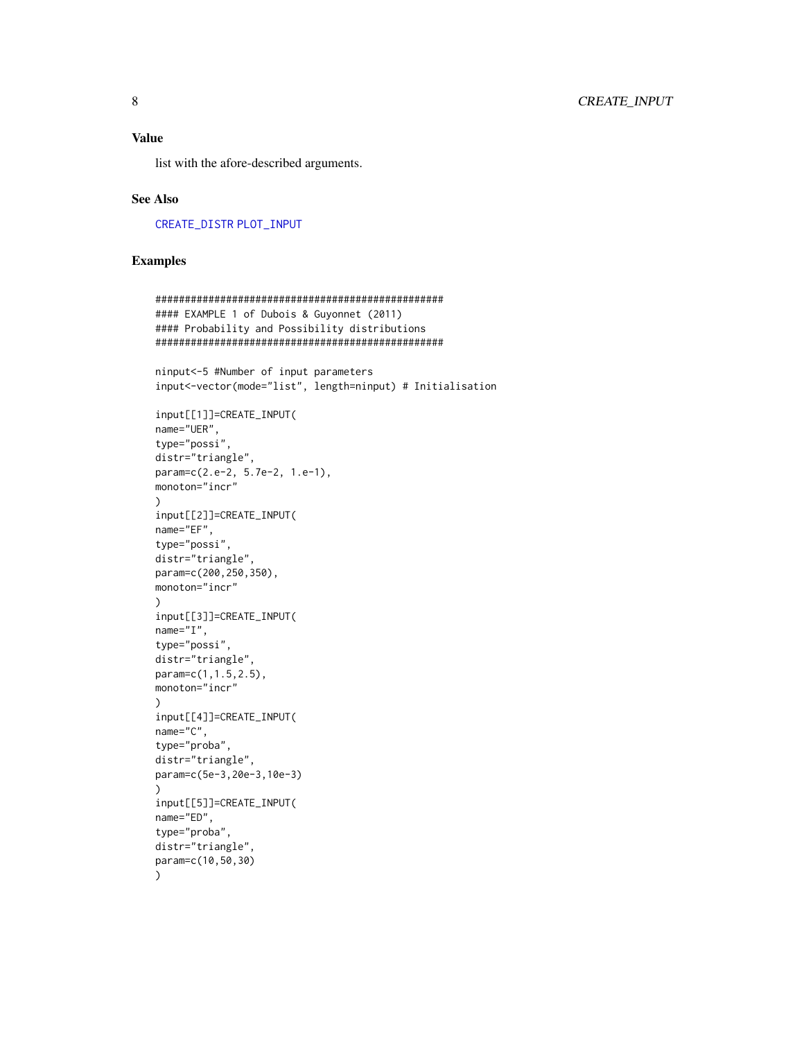### Value

list with the afore-described arguments.

### See Also

CREATE_DISTR PLOT_INPUT

### Examples

```
##################################################
#### EXAMPLE 1 of Dubois & Guyonnet (2011)
#### Probability and Possibility distributions
##################################################

ninput<-5 #Number of input parameters
input<-vector(mode="list", length=ninput) # Initialisation

input[[1]]=CREATE_INPUT(
name="UER",
type="possi",
distr="triangle",
param=c(2.e-2, 5.7e-2, 1.e-1),
monoton="incr"
)
input[[2]]=CREATE_INPUT(
name="EF",
type="possi",
distr="triangle",
param=c(200,250,350),
monoton="incr"
)
input[[3]]=CREATE_INPUT(
name="I",
type="possi",
distr="triangle",
param=c(1,1.5,2.5),
monoton="incr"
)
input[[4]]=CREATE_INPUT(
name="C",
type="proba",
distr="triangle",
param=c(5e-3,20e-3,10e-3)
)
input[[5]]=CREATE_INPUT(
name="ED",
type="proba",
distr="triangle",
param=c(10,50,30)
)
```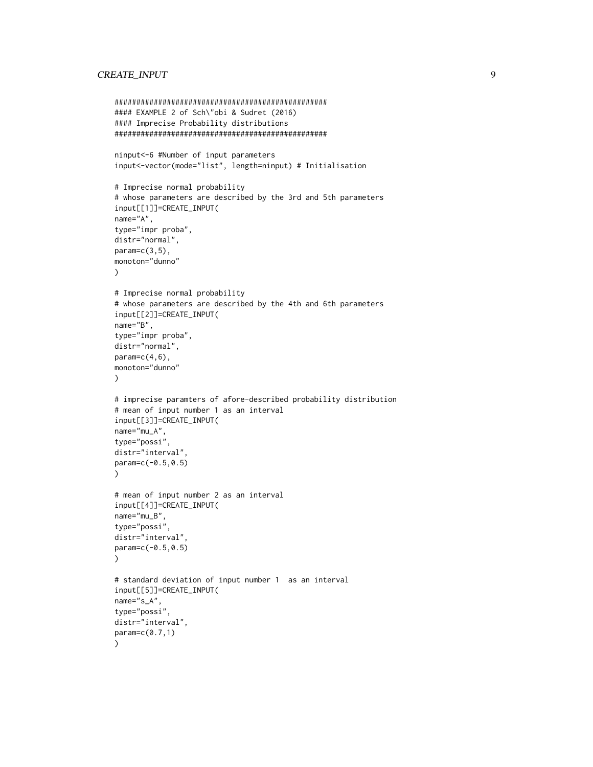```
################################################
#### EXAMPLE 2 of Sch\"obi & Sudret (2016)
#### Imprecise Probability distributions
################################################

ninput<-6 #Number of input parameters
input<-vector(mode="list", length=ninput) # Initialisation

# Imprecise normal probability
# whose parameters are described by the 3rd and 5th parameters
input[[1]]=CREATE_INPUT(
name="A",
type="impr proba",
distr="normal",
param=c(3,5),
monoton="dunno"
)

# Imprecise normal probability
# whose parameters are described by the 4th and 6th parameters
input[[2]]=CREATE_INPUT(
name="B",
type="impr proba",
distr="normal",
param=c(4,6),
monoton="dunno"
)

# imprecise paramters of afore-described probability distribution
# mean of input number 1 as an interval
input[[3]]=CREATE_INPUT(
name="mu_A",
type="possi",
distr="interval",
param=c(-0.5,0.5)
)

# mean of input number 2 as an interval
input[[4]]=CREATE_INPUT(
name="mu_B",
type="possi",
distr="interval",
param=c(-0.5,0.5)
)

# standard deviation of input number 1  as an interval
input[[5]]=CREATE_INPUT(
name="s_A",
type="possi",
distr="interval",
param=c(0.7,1)
)
```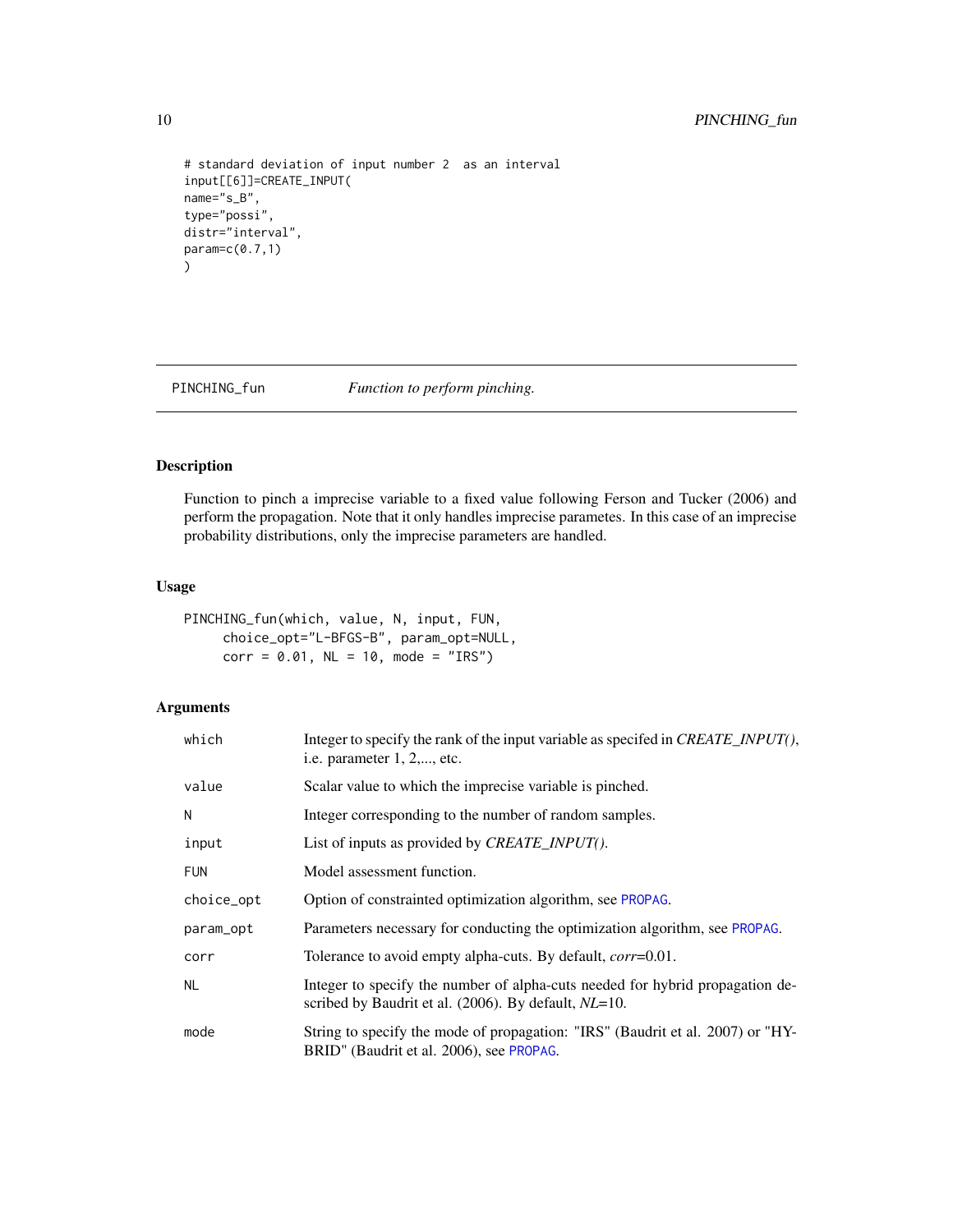```
# standard deviation of input number 2  as an interval
input[[6]]=CREATE_INPUT(
name="s_B",
type="possi",
distr="interval",
param=c(0.7,1)
)
```

## PINCHING_fun — *Function to perform pinching.*

### Description

Function to pinch a imprecise variable to a fixed value following Ferson and Tucker (2006) and perform the propagation. Note that it only handles imprecise parametes. In this case of an imprecise probability distributions, only the imprecise parameters are handled.

### Usage

```
PINCHING_fun(which, value, N, input, FUN,
     choice_opt="L-BFGS-B", param_opt=NULL,
     corr = 0.01, NL = 10, mode = "IRS")
```

### Arguments

| | |
|---|---|
| which | Integer to specify the rank of the input variable as specifed in *CREATE_INPUT()*, i.e. parameter 1, 2,..., etc. |
| value | Scalar value to which the imprecise variable is pinched. |
| N | Integer corresponding to the number of random samples. |
| input | List of inputs as provided by *CREATE_INPUT()*. |
| FUN | Model assessment function. |
| choice_opt | Option of constrainted optimization algorithm, see PROPAG. |
| param_opt | Parameters necessary for conducting the optimization algorithm, see PROPAG. |
| corr | Tolerance to avoid empty alpha-cuts. By default, *corr*=0.01. |
| NL | Integer to specify the number of alpha-cuts needed for hybrid propagation described by Baudrit et al. (2006). By default, *NL*=10. |
| mode | String to specify the mode of propagation: "IRS" (Baudrit et al. 2007) or "HYBRID" (Baudrit et al. 2006), see PROPAG. |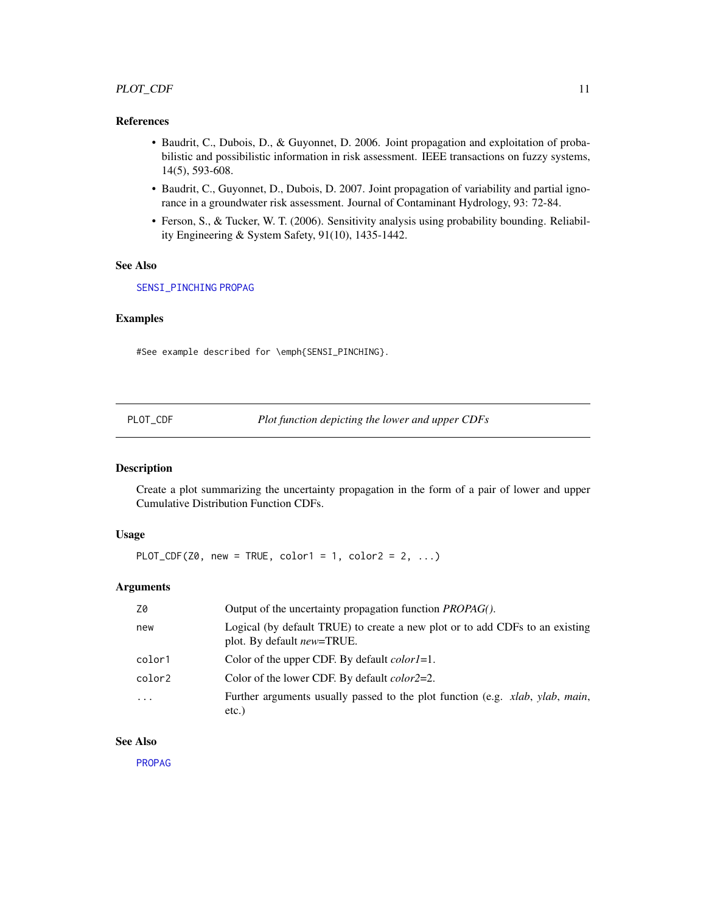### References

- Baudrit, C., Dubois, D., & Guyonnet, D. 2006. Joint propagation and exploitation of probabilistic and possibilistic information in risk assessment. IEEE transactions on fuzzy systems, 14(5), 593-608.
- Baudrit, C., Guyonnet, D., Dubois, D. 2007. Joint propagation of variability and partial ignorance in a groundwater risk assessment. Journal of Contaminant Hydrology, 93: 72-84.
- Ferson, S., & Tucker, W. T. (2006). Sensitivity analysis using probability bounding. Reliability Engineering & System Safety, 91(10), 1435-1442.

### See Also

`SENSI_PINCHING` `PROPAG`

### Examples

```
#See example described for \emph{SENSI_PINCHING}.
```

---

## PLOT_CDF — *Plot function depicting the lower and upper CDFs*

### Description

Create a plot summarizing the uncertainty propagation in the form of a pair of lower and upper Cumulative Distribution Function CDFs.

### Usage

```
PLOT_CDF(Z0, new = TRUE, color1 = 1, color2 = 2, ...)
```

### Arguments

| | |
|---|---|
| `Z0` | Output of the uncertainty propagation function *PROPAG()*. |
| `new` | Logical (by default TRUE) to create a new plot or to add CDFs to an existing plot. By default *new*=TRUE. |
| `color1` | Color of the upper CDF. By default *color1*=1. |
| `color2` | Color of the lower CDF. By default *color2*=2. |
| `...` | Further arguments usually passed to the plot function (e.g. *xlab*, *ylab*, *main*, etc.) |

### See Also

`PROPAG`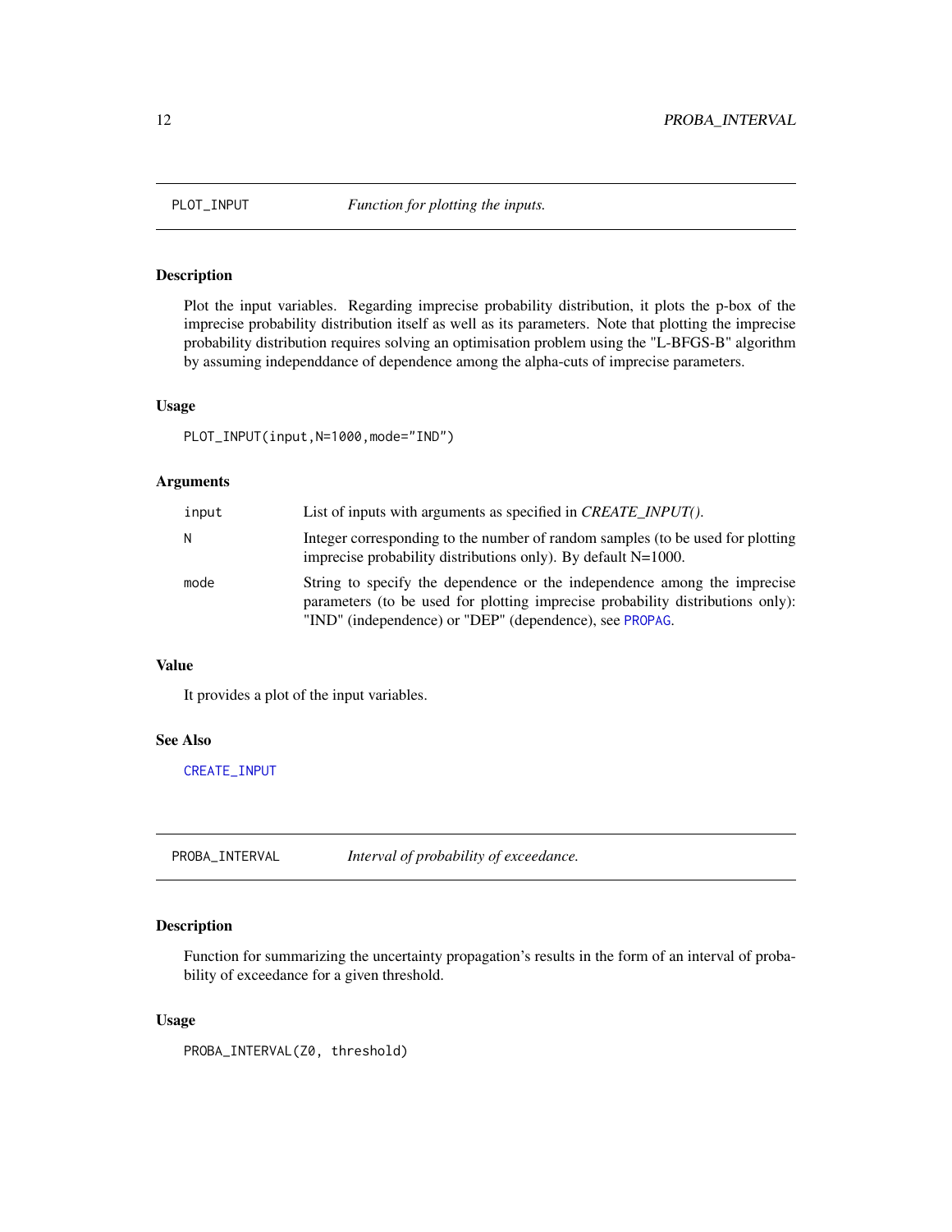## PLOT_INPUT *Function for plotting the inputs.*

### Description

Plot the input variables. Regarding imprecise probability distribution, it plots the p-box of the imprecise probability distribution itself as well as its parameters. Note that plotting the imprecise probability distribution requires solving an optimisation problem using the "L-BFGS-B" algorithm by assuming independdance of dependence among the alpha-cuts of imprecise parameters.

### Usage

```
PLOT_INPUT(input,N=1000,mode="IND")
```

### Arguments

| | |
|---|---|
| input | List of inputs with arguments as specified in *CREATE_INPUT()*. |
| N | Integer corresponding to the number of random samples (to be used for plotting imprecise probability distributions only). By default N=1000. |
| mode | String to specify the dependence or the independence among the imprecise parameters (to be used for plotting imprecise probability distributions only): "IND" (independence) or "DEP" (dependence), see PROPAG. |

### Value

It provides a plot of the input variables.

### See Also

CREATE_INPUT

## PROBA_INTERVAL *Interval of probability of exceedance.*

### Description

Function for summarizing the uncertainty propagation's results in the form of an interval of probability of exceedance for a given threshold.

### Usage

```
PROBA_INTERVAL(Z0, threshold)
```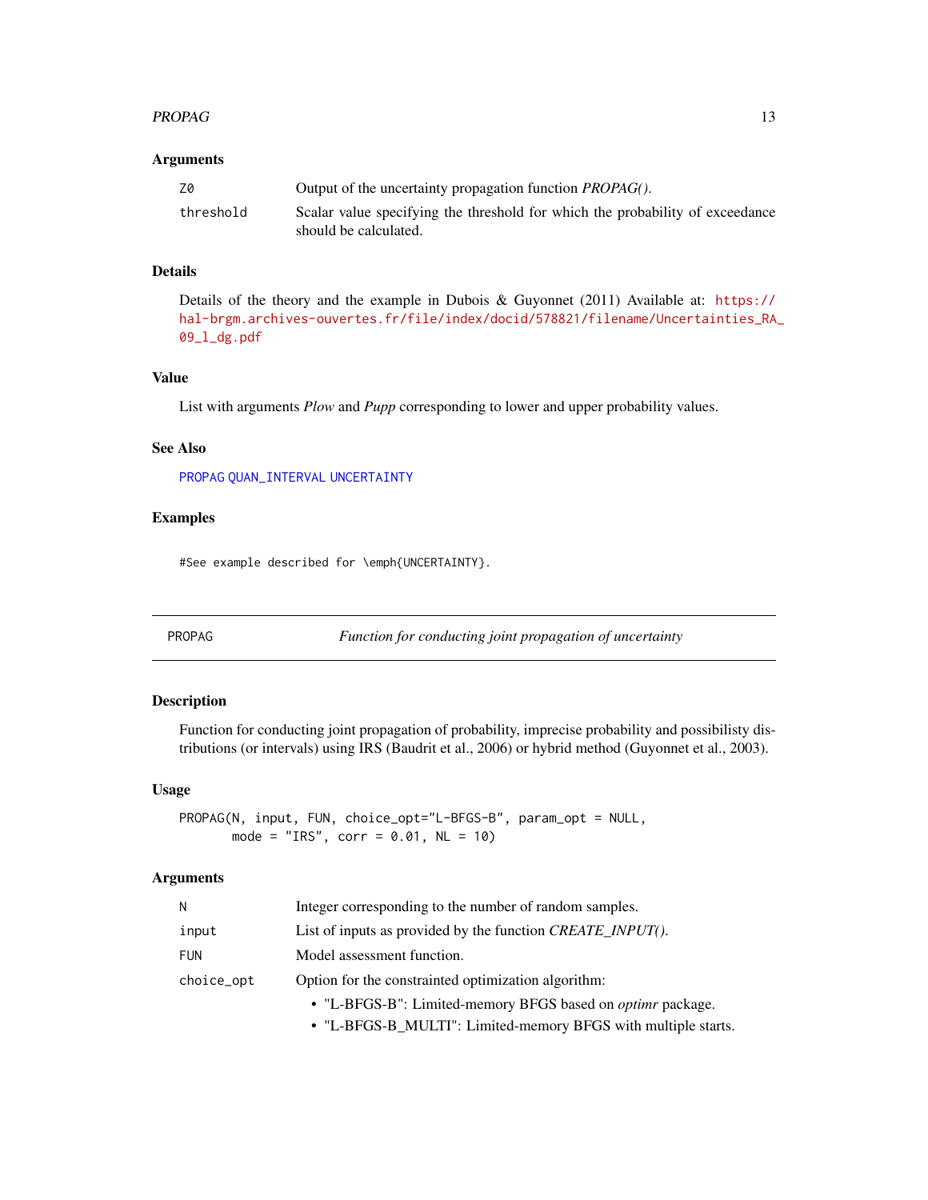### Arguments

| | |
|---|---|
| `Z0` | Output of the uncertainty propagation function *PROPAG()*. |
| `threshold` | Scalar value specifying the threshold for which the probability of exceedance should be calculated. |

### Details

Details of the theory and the example in Dubois & Guyonnet (2011) Available at: https://hal-brgm.archives-ouvertes.fr/file/index/docid/578821/filename/Uncertainties_RA_09_l_dg.pdf

### Value

List with arguments *Plow* and *Pupp* corresponding to lower and upper probability values.

### See Also

PROPAG QUAN_INTERVAL UNCERTAINTY

### Examples

```
#See example described for \emph{UNCERTAINTY}.
```

---

## PROPAG — *Function for conducting joint propagation of uncertainty*

### Description

Function for conducting joint propagation of probability, imprecise probability and possibilisty distributions (or intervals) using IRS (Baudrit et al., 2006) or hybrid method (Guyonnet et al., 2003).

### Usage

```
PROPAG(N, input, FUN, choice_opt="L-BFGS-B", param_opt = NULL,
       mode = "IRS", corr = 0.01, NL = 10)
```

### Arguments

| | |
|---|---|
| `N` | Integer corresponding to the number of random samples. |
| `input` | List of inputs as provided by the function *CREATE_INPUT()*. |
| `FUN` | Model assessment function. |
| `choice_opt` | Option for the constrainted optimization algorithm:<br>• "L-BFGS-B": Limited-memory BFGS based on *optimr* package.<br>• "L-BFGS-B_MULTI": Limited-memory BFGS with multiple starts. |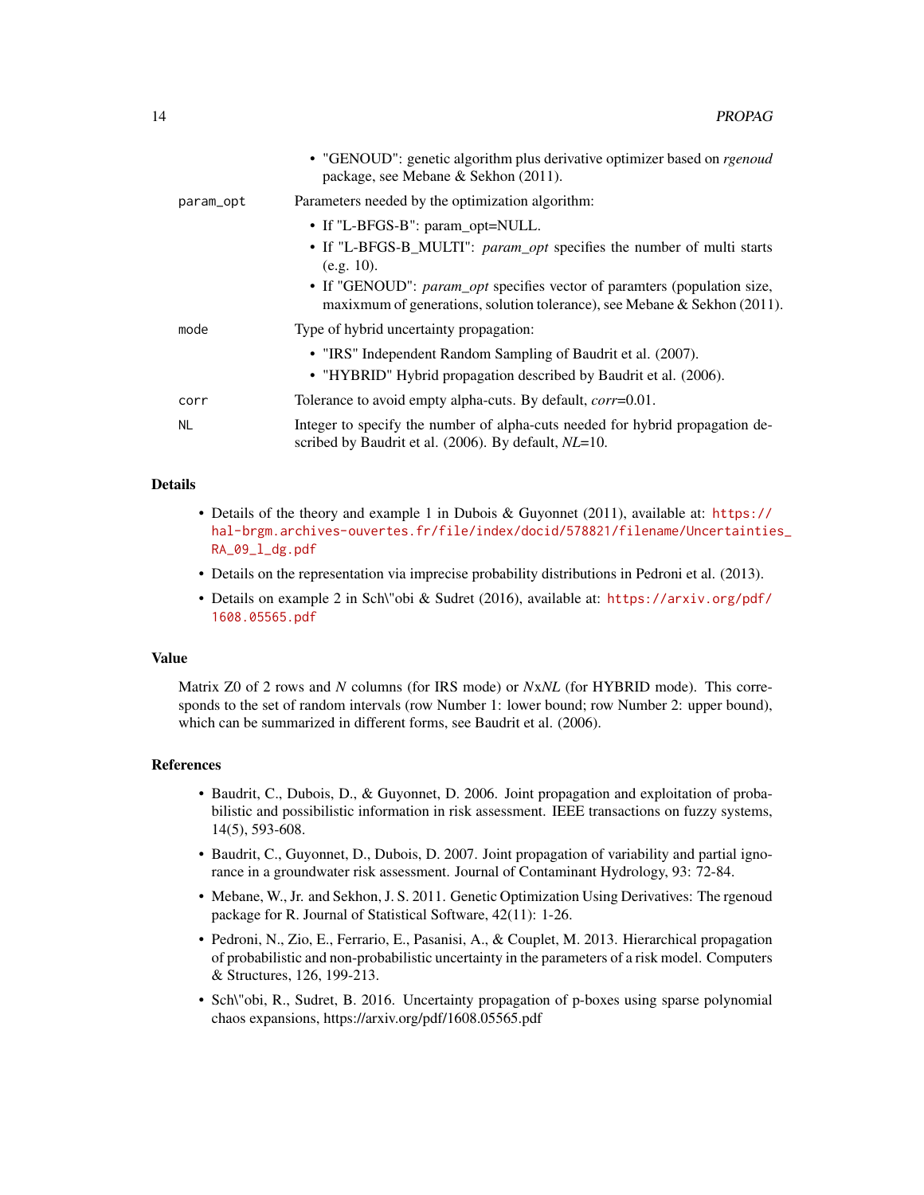- "GENOUD": genetic algorithm plus derivative optimizer based on *rgenoud* package, see Mebane & Sekhon (2011).

| | |
|---|---|
| param_opt | Parameters needed by the optimization algorithm:<br>• If "L-BFGS-B": param_opt=NULL.<br>• If "L-BFGS-B_MULTI": *param_opt* specifies the number of multi starts (e.g. 10).<br>• If "GENOUD": *param_opt* specifies vector of paramters (population size, maxixmum of generations, solution tolerance), see Mebane & Sekhon (2011). |
| mode | Type of hybrid uncertainty propagation:<br>• "IRS" Independent Random Sampling of Baudrit et al. (2007).<br>• "HYBRID" Hybrid propagation described by Baudrit et al. (2006). |
| corr | Tolerance to avoid empty alpha-cuts. By default, *corr*=0.01. |
| NL | Integer to specify the number of alpha-cuts needed for hybrid propagation described by Baudrit et al. (2006). By default, *NL*=10. |

## Details

- Details of the theory and example 1 in Dubois & Guyonnet (2011), available at: https://hal-brgm.archives-ouvertes.fr/file/index/docid/578821/filename/Uncertainties_RA_09_l_dg.pdf
- Details on the representation via imprecise probability distributions in Pedroni et al. (2013).
- Details on example 2 in Sch\"obi & Sudret (2016), available at: https://arxiv.org/pdf/1608.05565.pdf

## Value

Matrix Z0 of 2 rows and *N* columns (for IRS mode) or *N*x*NL* (for HYBRID mode). This corresponds to the set of random intervals (row Number 1: lower bound; row Number 2: upper bound), which can be summarized in different forms, see Baudrit et al. (2006).

## References

- Baudrit, C., Dubois, D., & Guyonnet, D. 2006. Joint propagation and exploitation of probabilistic and possibilistic information in risk assessment. IEEE transactions on fuzzy systems, 14(5), 593-608.
- Baudrit, C., Guyonnet, D., Dubois, D. 2007. Joint propagation of variability and partial ignorance in a groundwater risk assessment. Journal of Contaminant Hydrology, 93: 72-84.
- Mebane, W., Jr. and Sekhon, J. S. 2011. Genetic Optimization Using Derivatives: The rgenoud package for R. Journal of Statistical Software, 42(11): 1-26.
- Pedroni, N., Zio, E., Ferrario, E., Pasanisi, A., & Couplet, M. 2013. Hierarchical propagation of probabilistic and non-probabilistic uncertainty in the parameters of a risk model. Computers & Structures, 126, 199-213.
- Sch\"obi, R., Sudret, B. 2016. Uncertainty propagation of p-boxes using sparse polynomial chaos expansions, https://arxiv.org/pdf/1608.05565.pdf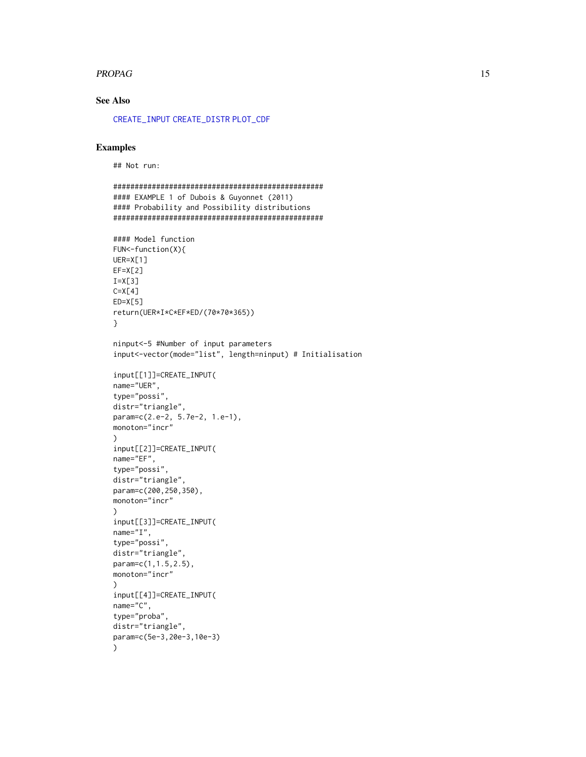## See Also

CREATE_INPUT CREATE_DISTR PLOT_CDF

## Examples

```
## Not run:

##################################################
#### EXAMPLE 1 of Dubois & Guyonnet (2011)
#### Probability and Possibility distributions
##################################################

#### Model function
FUN<-function(X){
UER=X[1]
EF=X[2]
I=X[3]
C=X[4]
ED=X[5]
return(UER*I*C*EF*ED/(70*70*365))
}

ninput<-5 #Number of input parameters
input<-vector(mode="list", length=ninput) # Initialisation

input[[1]]=CREATE_INPUT(
name="UER",
type="possi",
distr="triangle",
param=c(2.e-2, 5.7e-2, 1.e-1),
monoton="incr"
)
input[[2]]=CREATE_INPUT(
name="EF",
type="possi",
distr="triangle",
param=c(200,250,350),
monoton="incr"
)
input[[3]]=CREATE_INPUT(
name="I",
type="possi",
distr="triangle",
param=c(1,1.5,2.5),
monoton="incr"
)
input[[4]]=CREATE_INPUT(
name="C",
type="proba",
distr="triangle",
param=c(5e-3,20e-3,10e-3)
)
```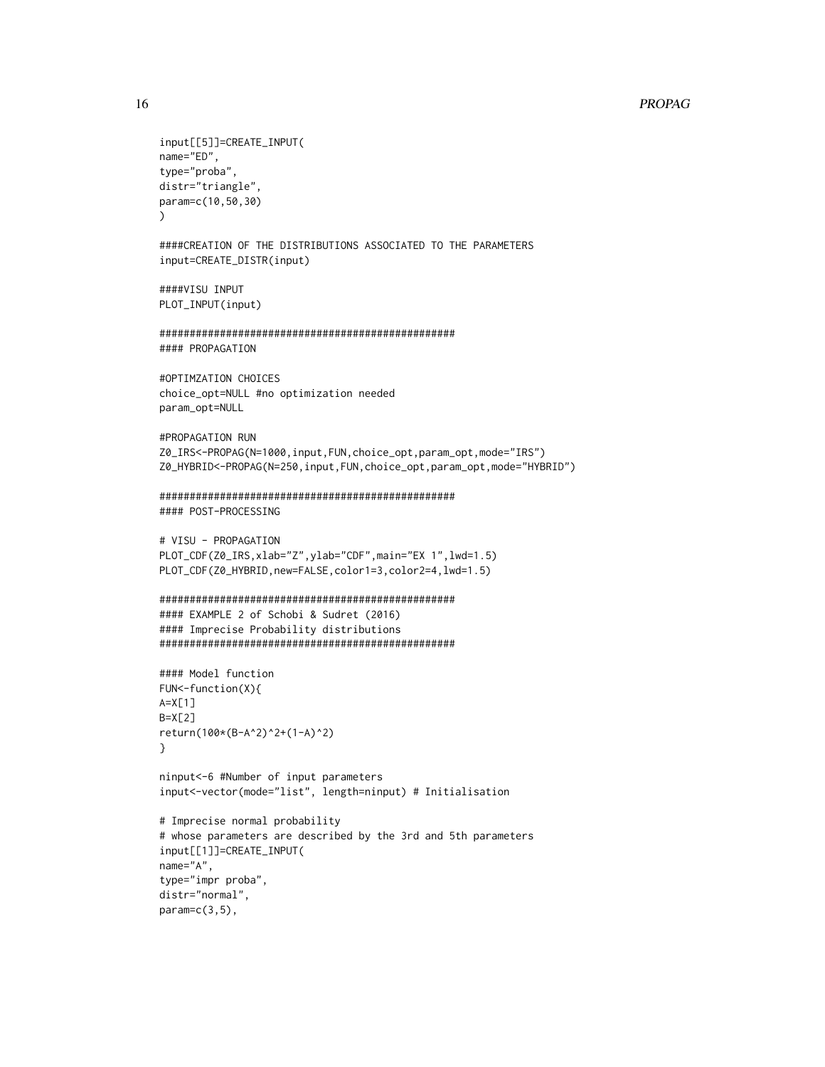```
input[[5]]=CREATE_INPUT(
name="ED",
type="proba",
distr="triangle",
param=c(10,50,30)
)

####CREATION OF THE DISTRIBUTIONS ASSOCIATED TO THE PARAMETERS
input=CREATE_DISTR(input)

####VISU INPUT
PLOT_INPUT(input)

##################################################
#### PROPAGATION

#OPTIMZATION CHOICES
choice_opt=NULL #no optimization needed
param_opt=NULL

#PROPAGATION RUN
Z0_IRS<-PROPAG(N=1000,input,FUN,choice_opt,param_opt,mode="IRS")
Z0_HYBRID<-PROPAG(N=250,input,FUN,choice_opt,param_opt,mode="HYBRID")

##################################################
#### POST-PROCESSING

# VISU - PROPAGATION
PLOT_CDF(Z0_IRS,xlab="Z",ylab="CDF",main="EX 1",lwd=1.5)
PLOT_CDF(Z0_HYBRID,new=FALSE,color1=3,color2=4,lwd=1.5)

##################################################
#### EXAMPLE 2 of Schobi & Sudret (2016)
#### Imprecise Probability distributions
##################################################

#### Model function
FUN<-function(X){
A=X[1]
B=X[2]
return(100*(B-A^2)^2+(1-A)^2)
}

ninput<-6 #Number of input parameters
input<-vector(mode="list", length=ninput) # Initialisation

# Imprecise normal probability
# whose parameters are described by the 3rd and 5th parameters
input[[1]]=CREATE_INPUT(
name="A",
type="impr proba",
distr="normal",
param=c(3,5),
```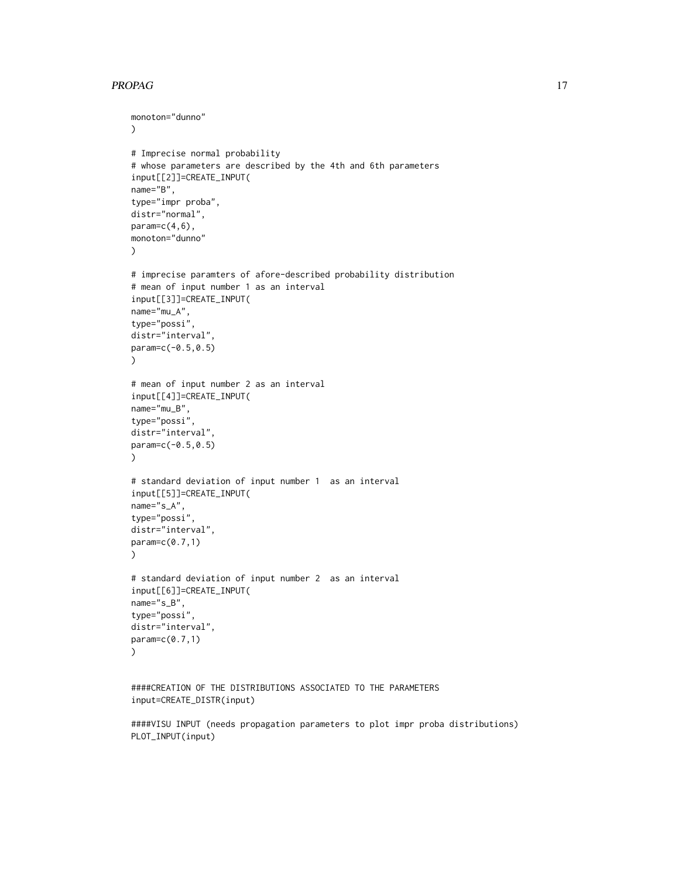```
monoton="dunno"
)

# Imprecise normal probability
# whose parameters are described by the 4th and 6th parameters
input[[2]]=CREATE_INPUT(
name="B",
type="impr proba",
distr="normal",
param=c(4,6),
monoton="dunno"
)

# imprecise paramters of afore-described probability distribution
# mean of input number 1 as an interval
input[[3]]=CREATE_INPUT(
name="mu_A",
type="possi",
distr="interval",
param=c(-0.5,0.5)
)

# mean of input number 2 as an interval
input[[4]]=CREATE_INPUT(
name="mu_B",
type="possi",
distr="interval",
param=c(-0.5,0.5)
)

# standard deviation of input number 1  as an interval
input[[5]]=CREATE_INPUT(
name="s_A",
type="possi",
distr="interval",
param=c(0.7,1)
)

# standard deviation of input number 2  as an interval
input[[6]]=CREATE_INPUT(
name="s_B",
type="possi",
distr="interval",
param=c(0.7,1)
)


####CREATION OF THE DISTRIBUTIONS ASSOCIATED TO THE PARAMETERS
input=CREATE_DISTR(input)

####VISU INPUT (needs propagation parameters to plot impr proba distributions)
PLOT_INPUT(input)
```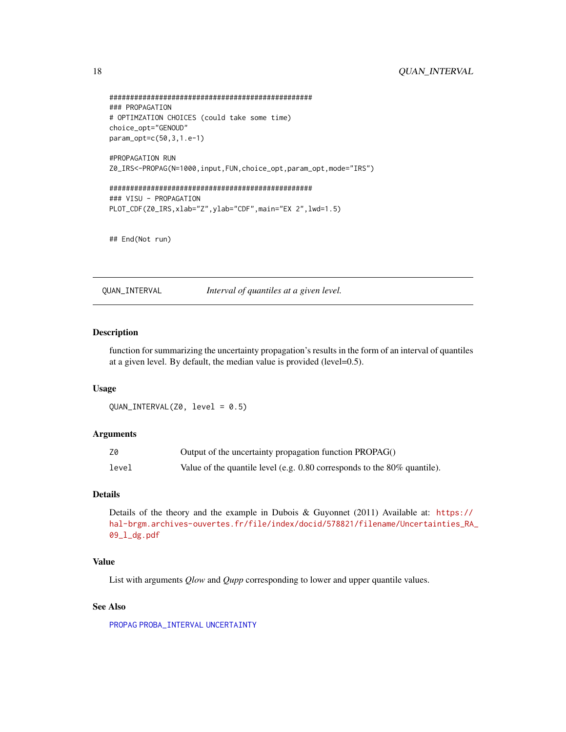```
##################################################
### PROPAGATION
# OPTIMZATION CHOICES (could take some time)
choice_opt="GENOUD"
param_opt=c(50,3,1.e-1)

#PROPAGATION RUN
Z0_IRS<-PROPAG(N=1000,input,FUN,choice_opt,param_opt,mode="IRS")

##################################################
### VISU - PROPAGATION
PLOT_CDF(Z0_IRS,xlab="Z",ylab="CDF",main="EX 2",lwd=1.5)


## End(Not run)
```

---

## QUAN_INTERVAL — *Interval of quantiles at a given level.*

---

### Description

function for summarizing the uncertainty propagation's results in the form of an interval of quantiles at a given level. By default, the median value is provided (level=0.5).

### Usage

```
QUAN_INTERVAL(Z0, level = 0.5)
```

### Arguments

| | |
|---|---|
| `Z0` | Output of the uncertainty propagation function PROPAG() |
| `level` | Value of the quantile level (e.g. 0.80 corresponds to the 80% quantile). |

### Details

Details of the theory and the example in Dubois & Guyonnet (2011) Available at: https://hal-brgm.archives-ouvertes.fr/file/index/docid/578821/filename/Uncertainties_RA_09_l_dg.pdf

### Value

List with arguments *Qlow* and *Qupp* corresponding to lower and upper quantile values.

### See Also

PROPAG PROBA_INTERVAL UNCERTAINTY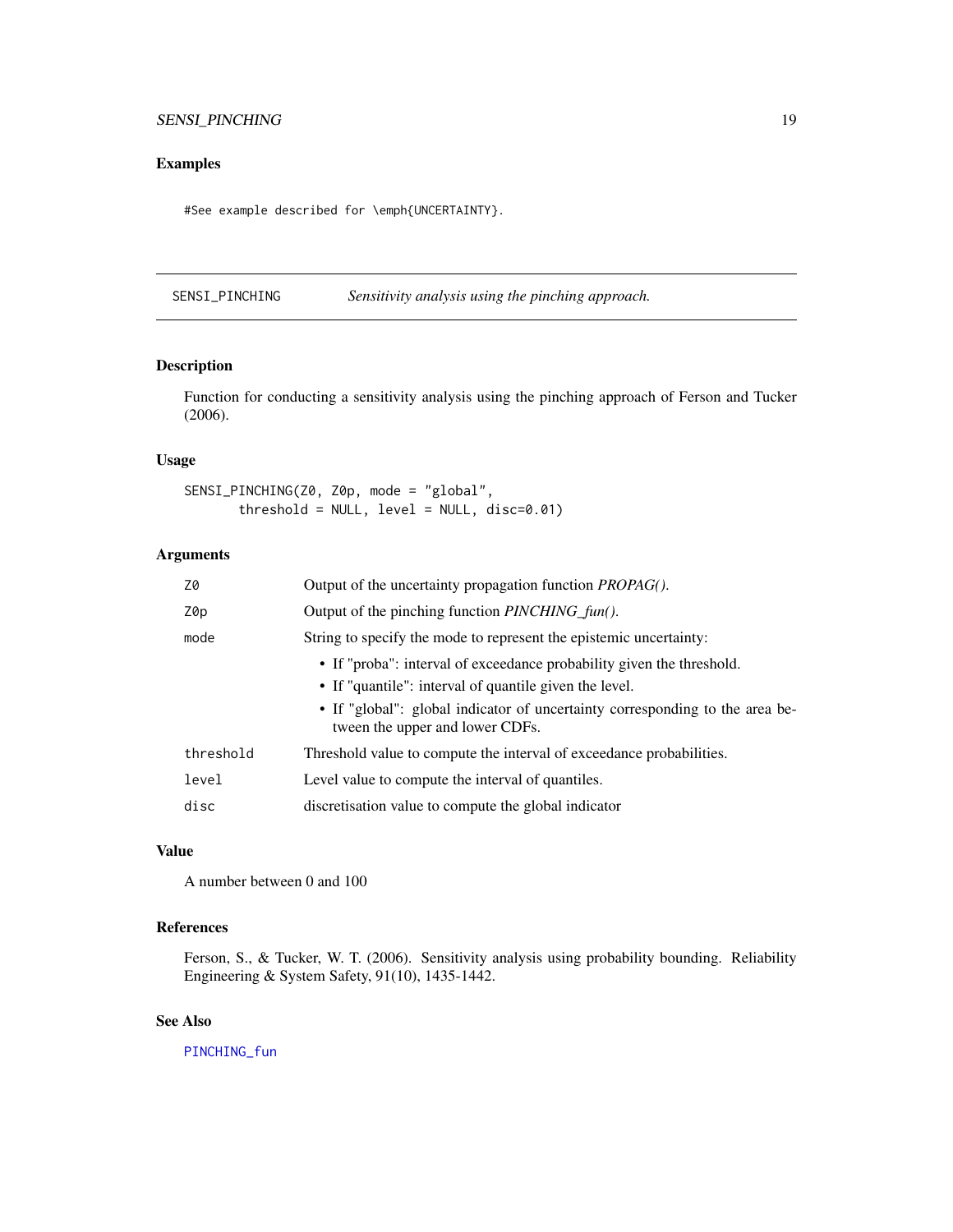## Examples

```
#See example described for \emph{UNCERTAINTY}.
```

---

# SENSI_PINCHING — *Sensitivity analysis using the pinching approach.*

---

## Description

Function for conducting a sensitivity analysis using the pinching approach of Ferson and Tucker (2006).

## Usage

```
SENSI_PINCHING(Z0, Z0p, mode = "global",
       threshold = NULL, level = NULL, disc=0.01)
```

## Arguments

| | |
|---|---|
| `Z0` | Output of the uncertainty propagation function *PROPAG()*. |
| `Z0p` | Output of the pinching function *PINCHING_fun()*. |
| `mode` | String to specify the mode to represent the epistemic uncertainty:<br>• If "proba": interval of exceedance probability given the threshold.<br>• If "quantile": interval of quantile given the level.<br>• If "global": global indicator of uncertainty corresponding to the area between the upper and lower CDFs. |
| `threshold` | Threshold value to compute the interval of exceedance probabilities. |
| `level` | Level value to compute the interval of quantiles. |
| `disc` | discretisation value to compute the global indicator |

## Value

A number between 0 and 100

## References

Ferson, S., & Tucker, W. T. (2006). Sensitivity analysis using probability bounding. Reliability Engineering & System Safety, 91(10), 1435-1442.

## See Also

`PINCHING_fun`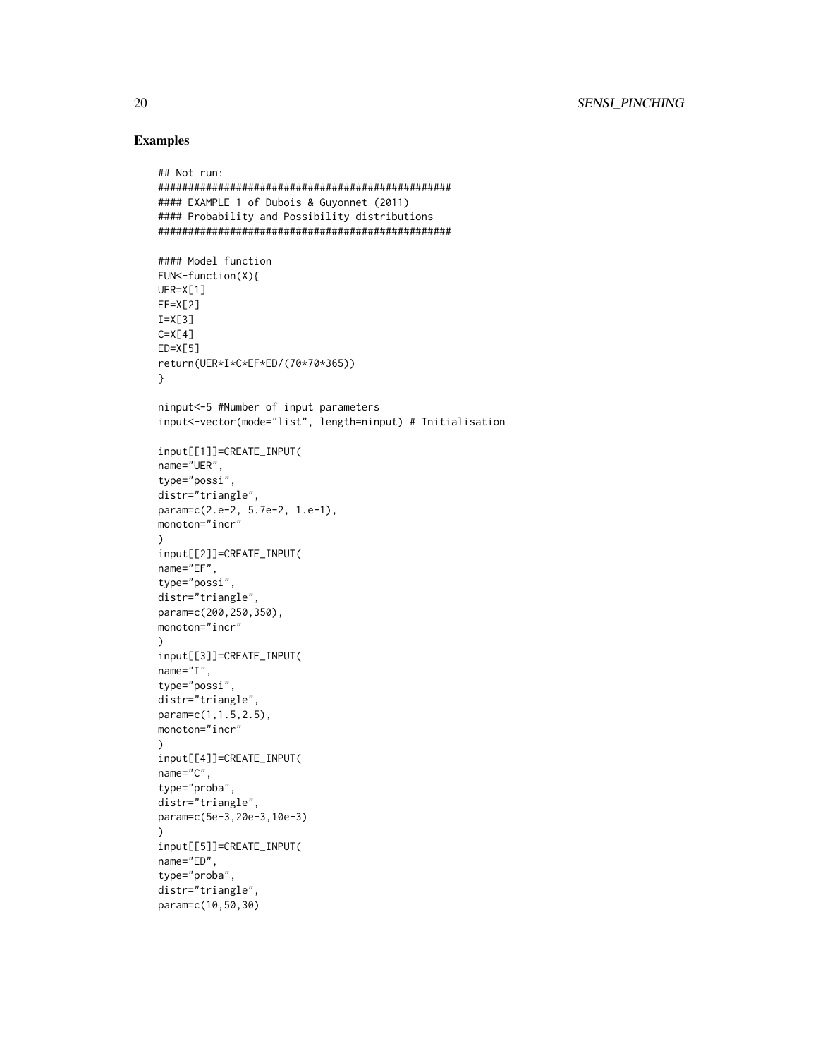## Examples

```
## Not run:
##################################################
#### EXAMPLE 1 of Dubois & Guyonnet (2011)
#### Probability and Possibility distributions
##################################################

#### Model function
FUN<-function(X){
UER=X[1]
EF=X[2]
I=X[3]
C=X[4]
ED=X[5]
return(UER*I*C*EF*ED/(70*70*365))
}

ninput<-5 #Number of input parameters
input<-vector(mode="list", length=ninput) # Initialisation

input[[1]]=CREATE_INPUT(
name="UER",
type="possi",
distr="triangle",
param=c(2.e-2, 5.7e-2, 1.e-1),
monoton="incr"
)
input[[2]]=CREATE_INPUT(
name="EF",
type="possi",
distr="triangle",
param=c(200,250,350),
monoton="incr"
)
input[[3]]=CREATE_INPUT(
name="I",
type="possi",
distr="triangle",
param=c(1,1.5,2.5),
monoton="incr"
)
input[[4]]=CREATE_INPUT(
name="C",
type="proba",
distr="triangle",
param=c(5e-3,20e-3,10e-3)
)
input[[5]]=CREATE_INPUT(
name="ED",
type="proba",
distr="triangle",
param=c(10,50,30)
```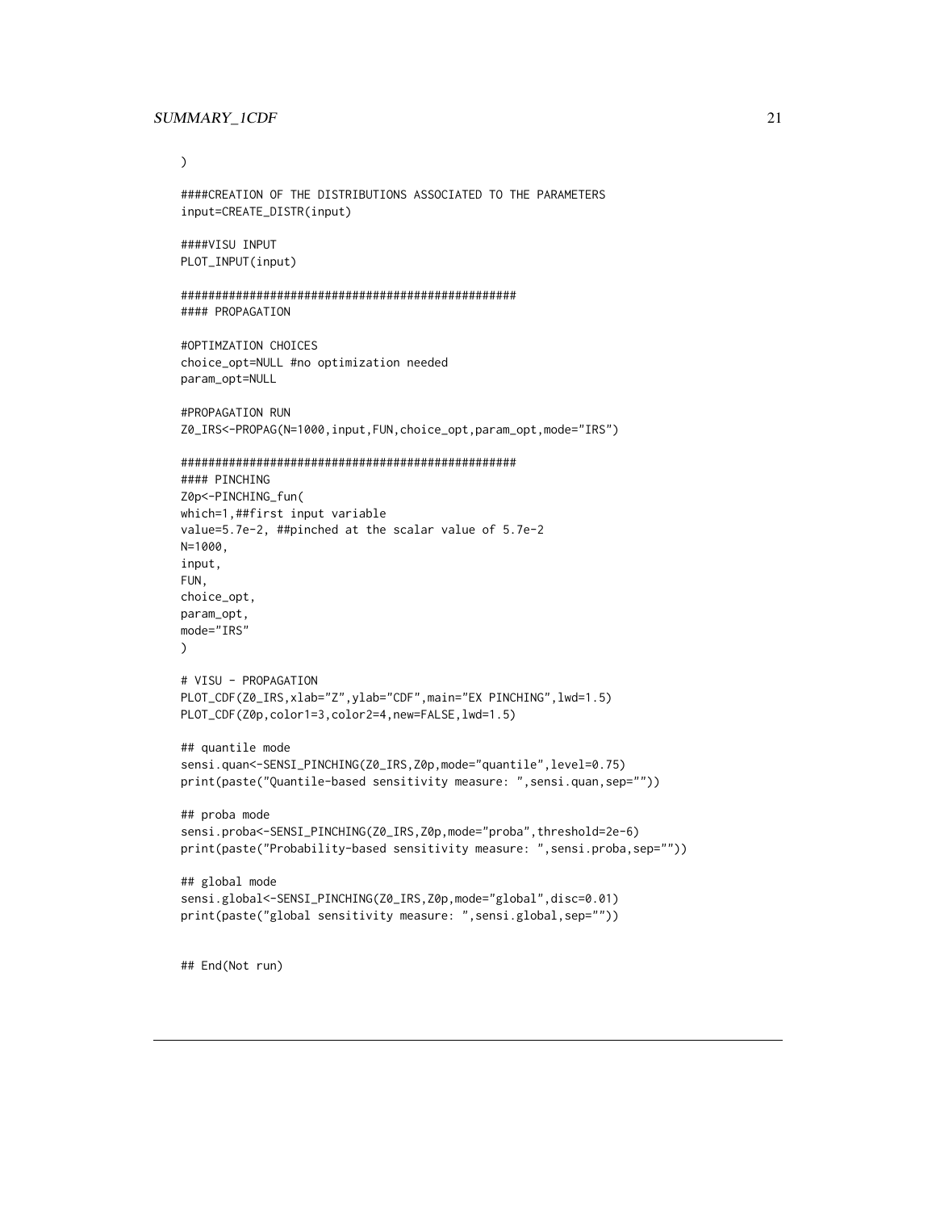```
)

####CREATION OF THE DISTRIBUTIONS ASSOCIATED TO THE PARAMETERS
input=CREATE_DISTR(input)

####VISU INPUT
PLOT_INPUT(input)

#################################################
#### PROPAGATION

#OPTIMZATION CHOICES
choice_opt=NULL #no optimization needed
param_opt=NULL

#PROPAGATION RUN
Z0_IRS<-PROPAG(N=1000,input,FUN,choice_opt,param_opt,mode="IRS")

#################################################
#### PINCHING
Z0p<-PINCHING_fun(
which=1,##first input variable
value=5.7e-2, ##pinched at the scalar value of 5.7e-2
N=1000,
input,
FUN,
choice_opt,
param_opt,
mode="IRS"
)

# VISU - PROPAGATION
PLOT_CDF(Z0_IRS,xlab="Z",ylab="CDF",main="EX PINCHING",lwd=1.5)
PLOT_CDF(Z0p,color1=3,color2=4,new=FALSE,lwd=1.5)

## quantile mode
sensi.quan<-SENSI_PINCHING(Z0_IRS,Z0p,mode="quantile",level=0.75)
print(paste("Quantile-based sensitivity measure: ",sensi.quan,sep=""))

## proba mode
sensi.proba<-SENSI_PINCHING(Z0_IRS,Z0p,mode="proba",threshold=2e-6)
print(paste("Probability-based sensitivity measure: ",sensi.proba,sep=""))

## global mode
sensi.global<-SENSI_PINCHING(Z0_IRS,Z0p,mode="global",disc=0.01)
print(paste("global sensitivity measure: ",sensi.global,sep=""))


## End(Not run)
```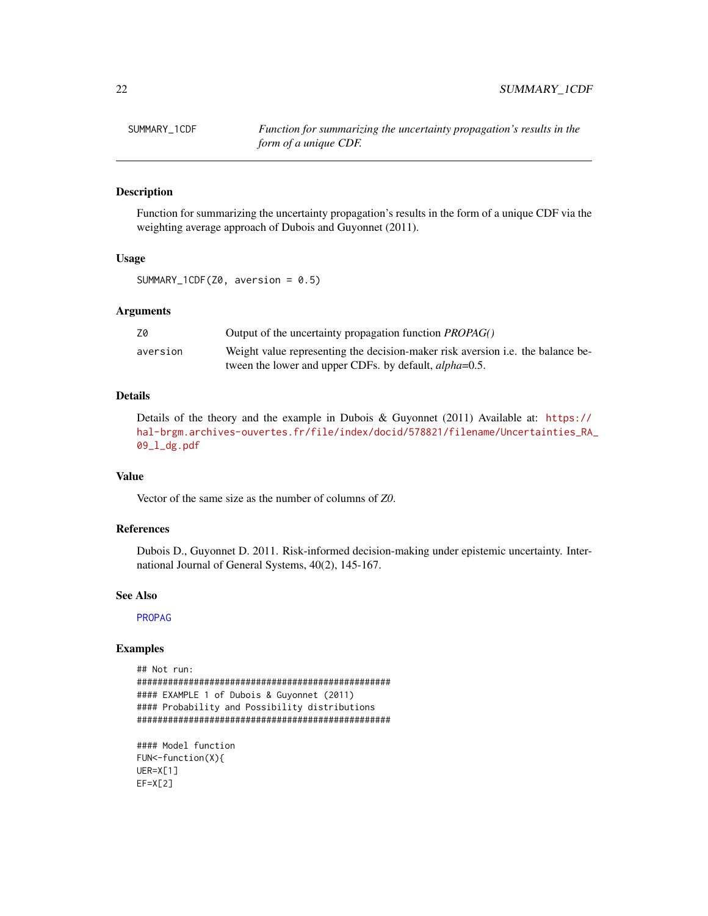## SUMMARY_1CDF

*Function for summarizing the uncertainty propagation's results in the form of a unique CDF.*

### Description

Function for summarizing the uncertainty propagation's results in the form of a unique CDF via the weighting average approach of Dubois and Guyonnet (2011).

### Usage

```
SUMMARY_1CDF(Z0, aversion = 0.5)
```

### Arguments

| | |
|---|---|
| Z0 | Output of the uncertainty propagation function *PROPAG()* |
| aversion | Weight value representing the decision-maker risk aversion i.e. the balance between the lower and upper CDFs. by default, *alpha*=0.5. |

### Details

Details of the theory and the example in Dubois & Guyonnet (2011) Available at: https://hal-brgm.archives-ouvertes.fr/file/index/docid/578821/filename/Uncertainties_RA_09_l_dg.pdf

### Value

Vector of the same size as the number of columns of *Z0*.

### References

Dubois D., Guyonnet D. 2011. Risk-informed decision-making under epistemic uncertainty. International Journal of General Systems, 40(2), 145-167.

### See Also

PROPAG

### Examples

```
## Not run:
###################################################
#### EXAMPLE 1 of Dubois & Guyonnet (2011)
#### Probability and Possibility distributions
###################################################

#### Model function
FUN<-function(X){
UER=X[1]
EF=X[2]
```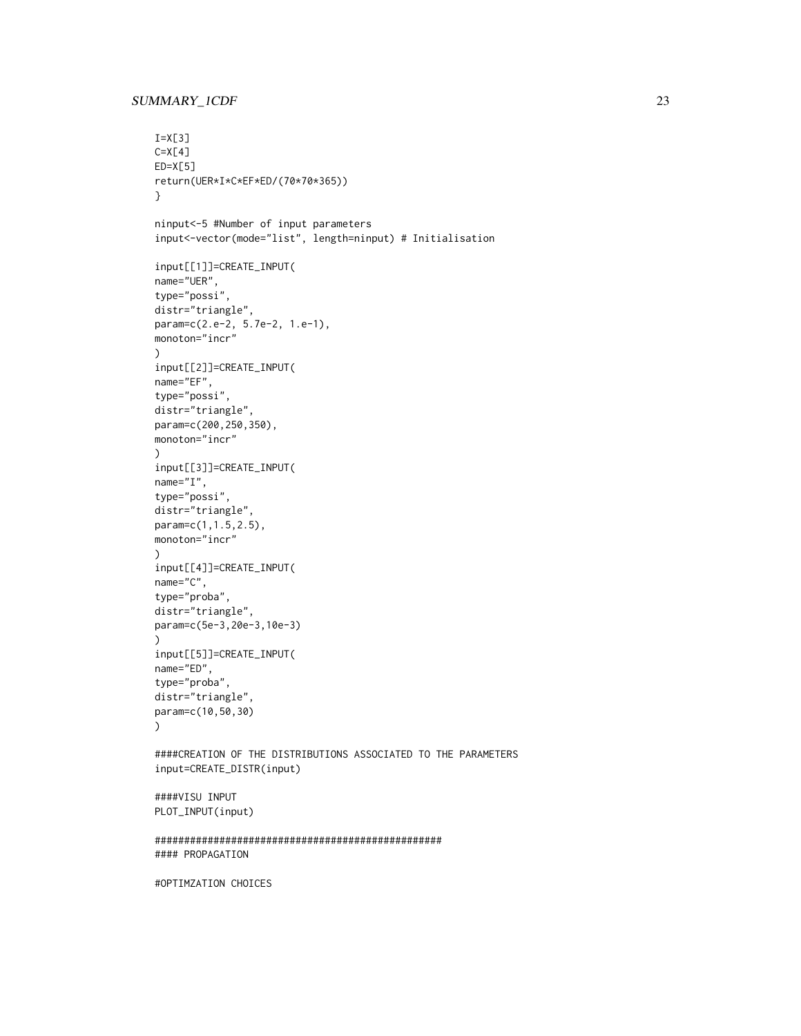```
I=X[3]
C=X[4]
ED=X[5]
return(UER*I*C*EF*ED/(70*70*365))
}

ninput<-5 #Number of input parameters
input<-vector(mode="list", length=ninput) # Initialisation

input[[1]]=CREATE_INPUT(
name="UER",
type="possi",
distr="triangle",
param=c(2.e-2, 5.7e-2, 1.e-1),
monoton="incr"
)
input[[2]]=CREATE_INPUT(
name="EF",
type="possi",
distr="triangle",
param=c(200,250,350),
monoton="incr"
)
input[[3]]=CREATE_INPUT(
name="I",
type="possi",
distr="triangle",
param=c(1,1.5,2.5),
monoton="incr"
)
input[[4]]=CREATE_INPUT(
name="C",
type="proba",
distr="triangle",
param=c(5e-3,20e-3,10e-3)
)
input[[5]]=CREATE_INPUT(
name="ED",
type="proba",
distr="triangle",
param=c(10,50,30)
)

####CREATION OF THE DISTRIBUTIONS ASSOCIATED TO THE PARAMETERS
input=CREATE_DISTR(input)

####VISU INPUT
PLOT_INPUT(input)

##################################################
#### PROPAGATION

#OPTIMZATION CHOICES
```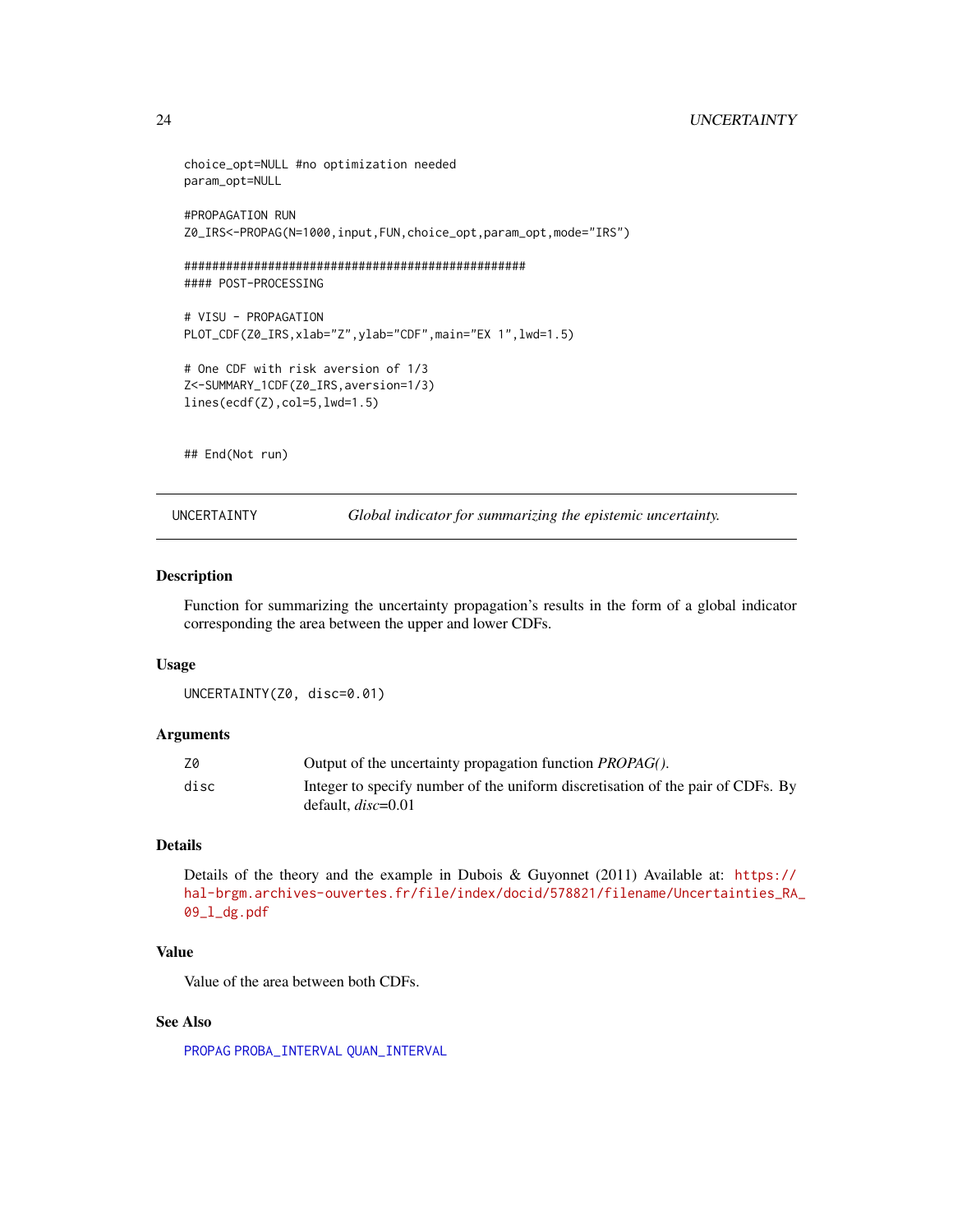```
choice_opt=NULL #no optimization needed
param_opt=NULL

#PROPAGATION RUN
Z0_IRS<-PROPAG(N=1000,input,FUN,choice_opt,param_opt,mode="IRS")

##################################################
#### POST-PROCESSING

# VISU - PROPAGATION
PLOT_CDF(Z0_IRS,xlab="Z",ylab="CDF",main="EX 1",lwd=1.5)

# One CDF with risk aversion of 1/3
Z<-SUMMARY_1CDF(Z0_IRS,aversion=1/3)
lines(ecdf(Z),col=5,lwd=1.5)


## End(Not run)
```

## UNCERTAINTY — *Global indicator for summarizing the epistemic uncertainty.*

### Description

Function for summarizing the uncertainty propagation's results in the form of a global indicator corresponding the area between the upper and lower CDFs.

### Usage

```
UNCERTAINTY(Z0, disc=0.01)
```

### Arguments

| | |
|---|---|
| Z0 | Output of the uncertainty propagation function *PROPAG()*. |
| disc | Integer to specify number of the uniform discretisation of the pair of CDFs. By default, *disc*=0.01 |

### Details

Details of the theory and the example in Dubois & Guyonnet (2011) Available at: https://hal-brgm.archives-ouvertes.fr/file/index/docid/578821/filename/Uncertainties_RA_09_l_dg.pdf

### Value

Value of the area between both CDFs.

### See Also

PROPAG PROBA_INTERVAL QUAN_INTERVAL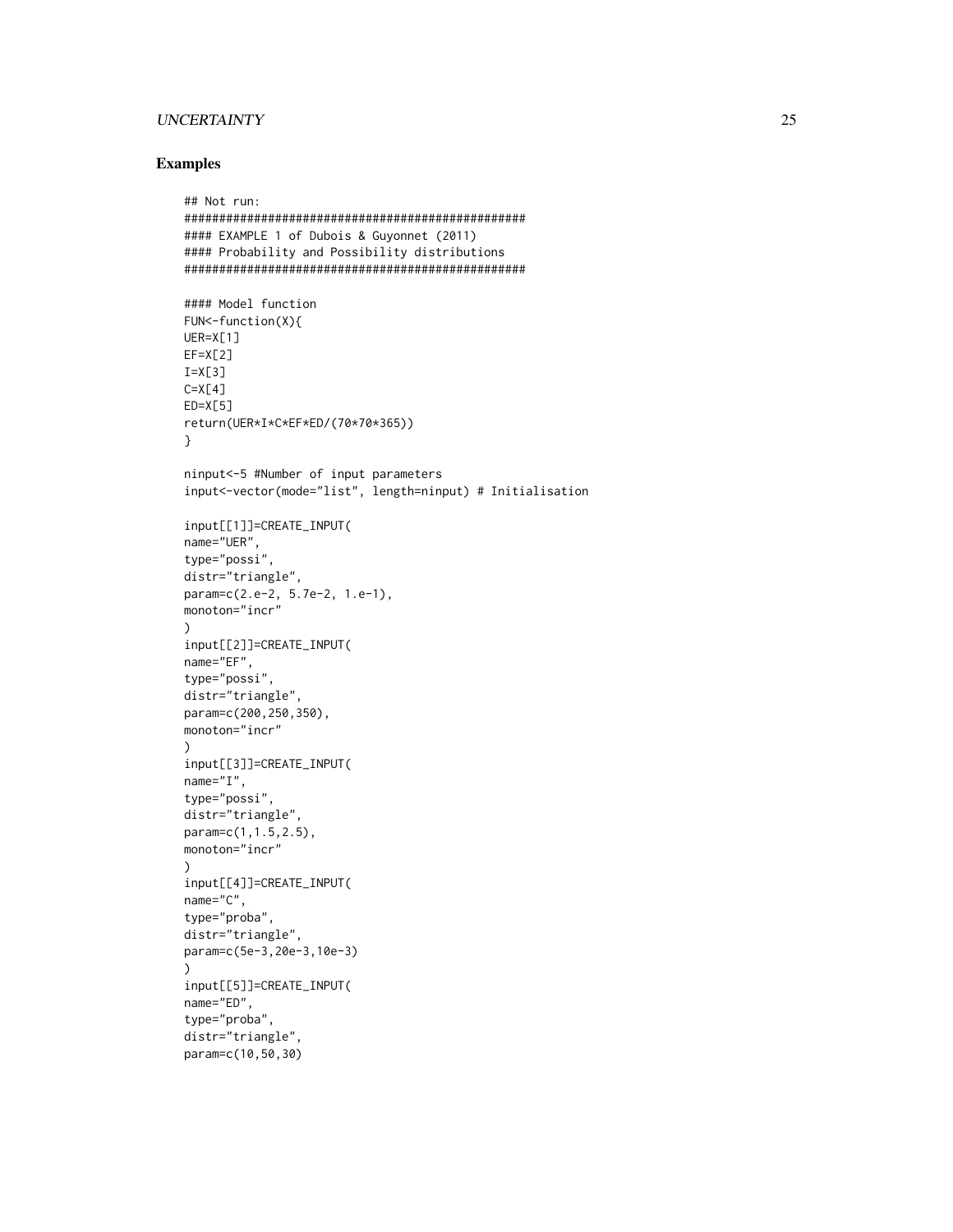## Examples

```
## Not run:
##################################################
#### EXAMPLE 1 of Dubois & Guyonnet (2011)
#### Probability and Possibility distributions
##################################################

#### Model function
FUN<-function(X){
UER=X[1]
EF=X[2]
I=X[3]
C=X[4]
ED=X[5]
return(UER*I*C*EF*ED/(70*70*365))
}

ninput<-5 #Number of input parameters
input<-vector(mode="list", length=ninput) # Initialisation

input[[1]]=CREATE_INPUT(
name="UER",
type="possi",
distr="triangle",
param=c(2.e-2, 5.7e-2, 1.e-1),
monoton="incr"
)
input[[2]]=CREATE_INPUT(
name="EF",
type="possi",
distr="triangle",
param=c(200,250,350),
monoton="incr"
)
input[[3]]=CREATE_INPUT(
name="I",
type="possi",
distr="triangle",
param=c(1,1.5,2.5),
monoton="incr"
)
input[[4]]=CREATE_INPUT(
name="C",
type="proba",
distr="triangle",
param=c(5e-3,20e-3,10e-3)
)
input[[5]]=CREATE_INPUT(
name="ED",
type="proba",
distr="triangle",
param=c(10,50,30)
```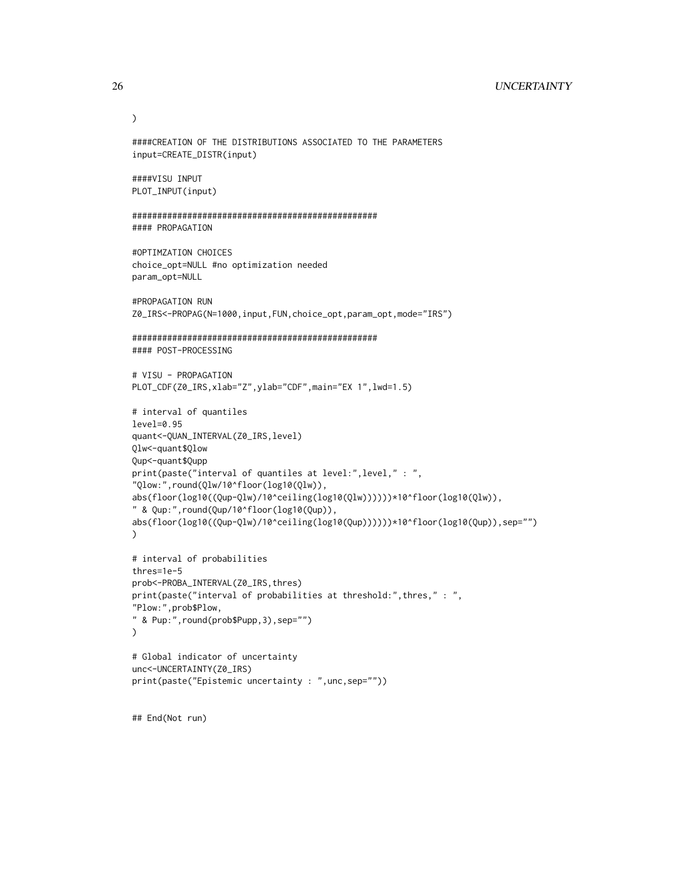```
)

####CREATION OF THE DISTRIBUTIONS ASSOCIATED TO THE PARAMETERS
input=CREATE_DISTR(input)

####VISU INPUT
PLOT_INPUT(input)

#################################################
#### PROPAGATION

#OPTIMZATION CHOICES
choice_opt=NULL #no optimization needed
param_opt=NULL

#PROPAGATION RUN
Z0_IRS<-PROPAG(N=1000,input,FUN,choice_opt,param_opt,mode="IRS")

#################################################
#### POST-PROCESSING

# VISU - PROPAGATION
PLOT_CDF(Z0_IRS,xlab="Z",ylab="CDF",main="EX 1",lwd=1.5)

# interval of quantiles
level=0.95
quant<-QUAN_INTERVAL(Z0_IRS,level)
Qlw<-quant$Qlow
Qup<-quant$Qupp
print(paste("interval of quantiles at level:",level," : ",
"Qlow:",round(Qlw/10^floor(log10(Qlw)),
abs(floor(log10((Qup-Qlw)/10^ceiling(log10(Qlw))))))*10^floor(log10(Qlw)),
" & Qup:",round(Qup/10^floor(log10(Qup)),
abs(floor(log10((Qup-Qlw)/10^ceiling(log10(Qup))))))*10^floor(log10(Qup)),sep="")
)

# interval of probabilities
thres=1e-5
prob<-PROBA_INTERVAL(Z0_IRS,thres)
print(paste("interval of probabilities at threshold:",thres," : ",
"Plow:",prob$Plow,
" & Pup:",round(prob$Pupp,3),sep="")
)

# Global indicator of uncertainty
unc<-UNCERTAINTY(Z0_IRS)
print(paste("Epistemic uncertainty : ",unc,sep=""))


## End(Not run)
```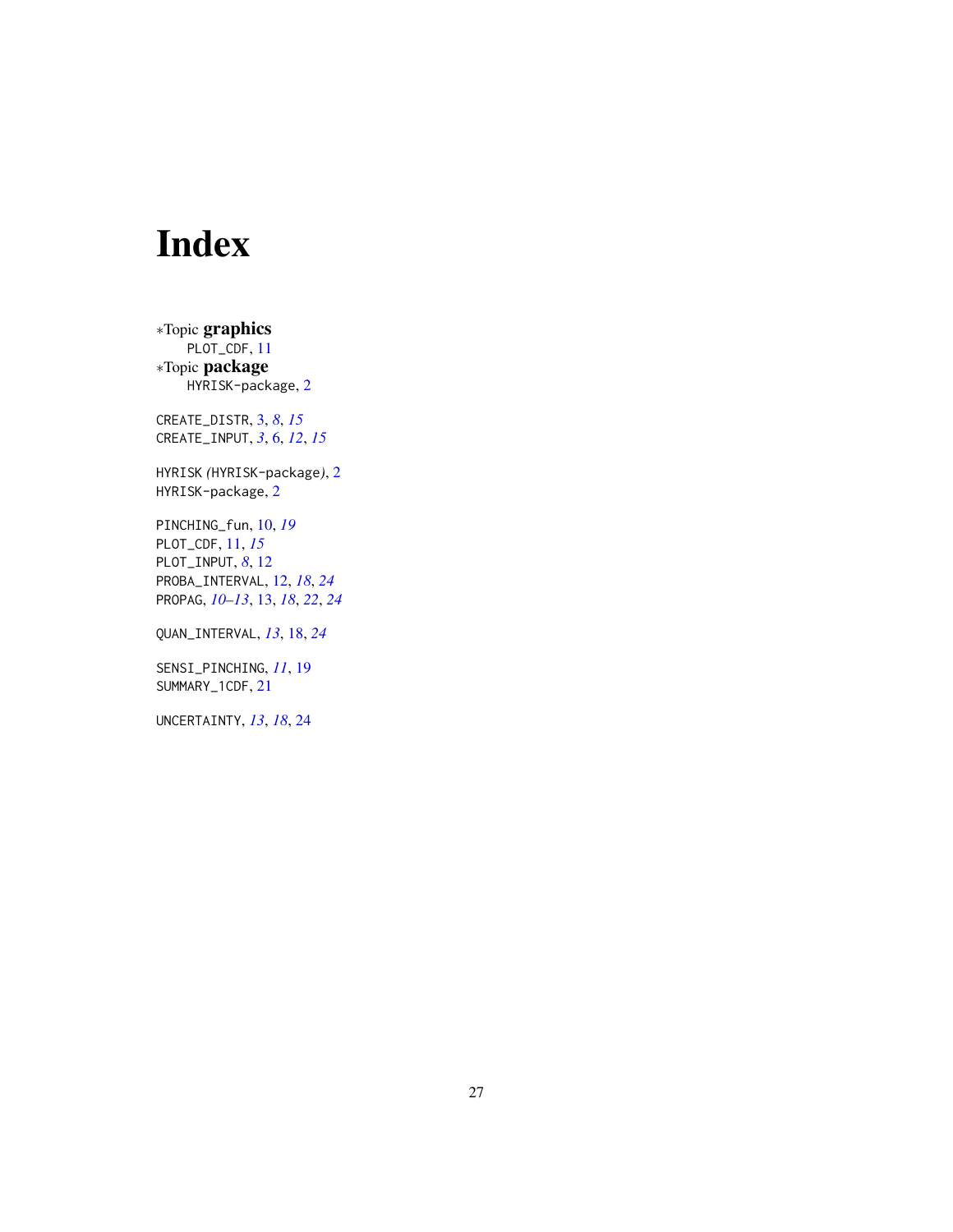# Index

∗Topic **graphics**
  PLOT_CDF, 11
∗Topic **package**
  HYRISK-package, 2

CREATE_DISTR, 3, *8*, *15*
CREATE_INPUT, *3*, 6, *12*, *15*

HYRISK *(*HYRISK-package*)*, 2
HYRISK-package, 2

PINCHING_fun, 10, *19*
PLOT_CDF, 11, *15*
PLOT_INPUT, *8*, 12
PROBA_INTERVAL, 12, *18*, *24*
PROPAG, *10–13*, 13, *18*, *22*, *24*

QUAN_INTERVAL, *13*, 18, *24*

SENSI_PINCHING, *11*, 19
SUMMARY_1CDF, 21

UNCERTAINTY, *13*, *18*, 24